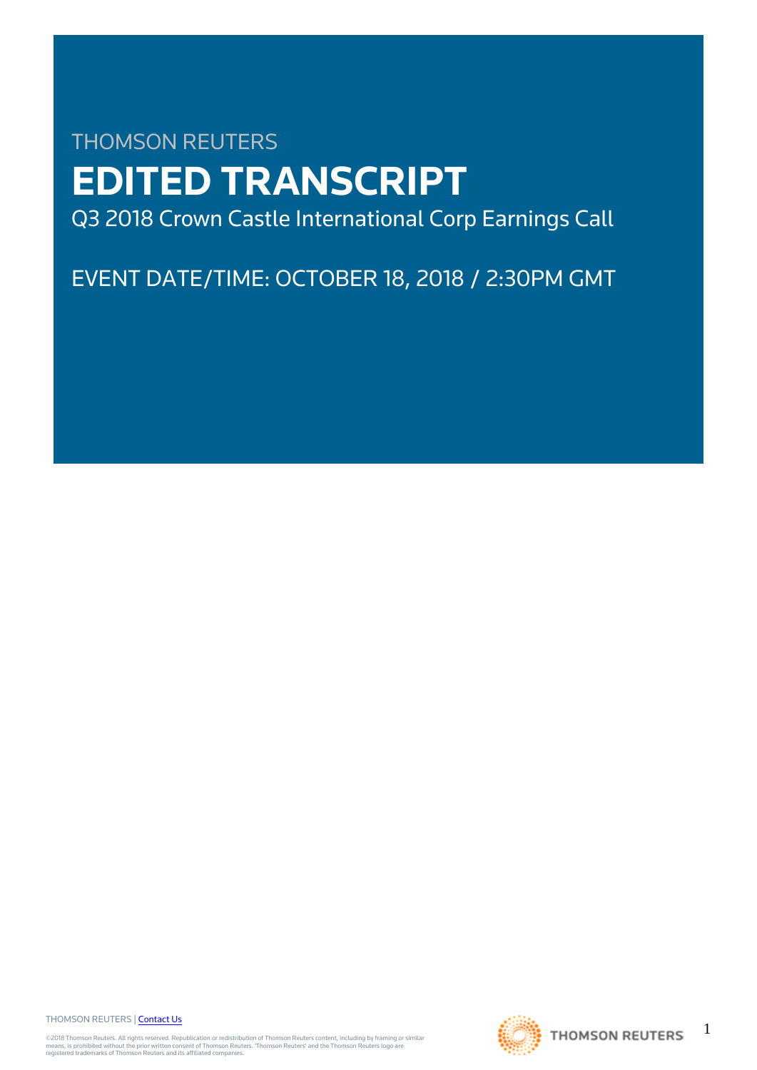THOMSON REUTERS

# EDITED TRANSCRIPT

Q3 2018 Crown Castle International Corp Earnings Call

EVENT DATE/TIME: OCTOBER 18, 2018 / 2:30PM GMT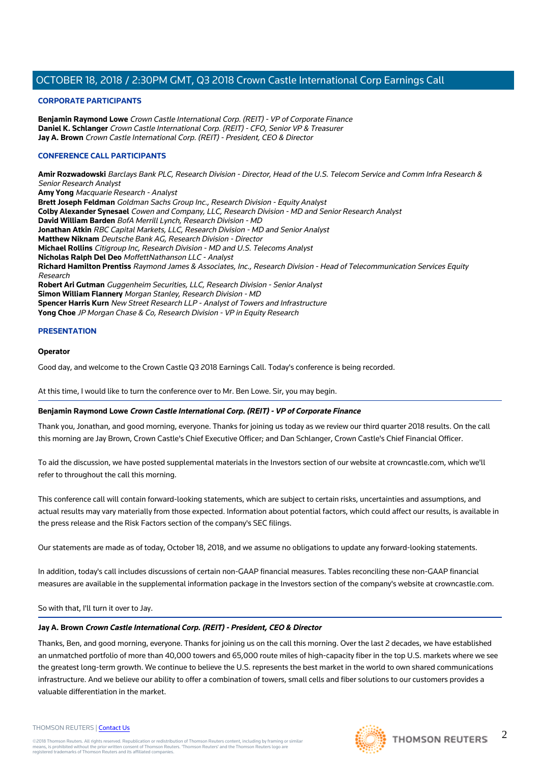### CORPORATE PARTICIPANTS

**Benjamin Raymond Lowe** *Crown Castle International Corp. (REIT) - VP of Corporate Finance*
**Daniel K. Schlanger** *Crown Castle International Corp. (REIT) - CFO, Senior VP & Treasurer*
**Jay A. Brown** *Crown Castle International Corp. (REIT) - President, CEO & Director*

### CONFERENCE CALL PARTICIPANTS

**Amir Rozwadowski** *Barclays Bank PLC, Research Division - Director, Head of the U.S. Telecom Service and Comm Infra Research & Senior Research Analyst*
**Amy Yong** *Macquarie Research - Analyst*
**Brett Joseph Feldman** *Goldman Sachs Group Inc., Research Division - Equity Analyst*
**Colby Alexander Synesael** *Cowen and Company, LLC, Research Division - MD and Senior Research Analyst*
**David William Barden** *BofA Merrill Lynch, Research Division - MD*
**Jonathan Atkin** *RBC Capital Markets, LLC, Research Division - MD and Senior Analyst*
**Matthew Niknam** *Deutsche Bank AG, Research Division - Director*
**Michael Rollins** *Citigroup Inc, Research Division - MD and U.S. Telecoms Analyst*
**Nicholas Ralph Del Deo** *MoffettNathanson LLC - Analyst*
**Richard Hamilton Prentiss** *Raymond James & Associates, Inc., Research Division - Head of Telecommunication Services Equity Research*
**Robert Ari Gutman** *Guggenheim Securities, LLC, Research Division - Senior Analyst*
**Simon William Flannery** *Morgan Stanley, Research Division - MD*
**Spencer Harris Kurn** *New Street Research LLP - Analyst of Towers and Infrastructure*
**Yong Choe** *JP Morgan Chase & Co, Research Division - VP in Equity Research*

### PRESENTATION

**Operator**

Good day, and welcome to the Crown Castle Q3 2018 Earnings Call. Today's conference is being recorded.

At this time, I would like to turn the conference over to Mr. Ben Lowe. Sir, you may begin.

**Benjamin Raymond Lowe** ***Crown Castle International Corp. (REIT) - VP of Corporate Finance***

Thank you, Jonathan, and good morning, everyone. Thanks for joining us today as we review our third quarter 2018 results. On the call this morning are Jay Brown, Crown Castle's Chief Executive Officer; and Dan Schlanger, Crown Castle's Chief Financial Officer.

To aid the discussion, we have posted supplemental materials in the Investors section of our website at crowncastle.com, which we'll refer to throughout the call this morning.

This conference call will contain forward-looking statements, which are subject to certain risks, uncertainties and assumptions, and actual results may vary materially from those expected. Information about potential factors, which could affect our results, is available in the press release and the Risk Factors section of the company's SEC filings.

Our statements are made as of today, October 18, 2018, and we assume no obligations to update any forward-looking statements.

In addition, today's call includes discussions of certain non-GAAP financial measures. Tables reconciling these non-GAAP financial measures are available in the supplemental information package in the Investors section of the company's website at crowncastle.com.

So with that, I'll turn it over to Jay.

**Jay A. Brown** ***Crown Castle International Corp. (REIT) - President, CEO & Director***

Thanks, Ben, and good morning, everyone. Thanks for joining us on the call this morning. Over the last 2 decades, we have established an unmatched portfolio of more than 40,000 towers and 65,000 route miles of high-capacity fiber in the top U.S. markets where we see the greatest long-term growth. We continue to believe the U.S. represents the best market in the world to own shared communications infrastructure. And we believe our ability to offer a combination of towers, small cells and fiber solutions to our customers provides a valuable differentiation in the market.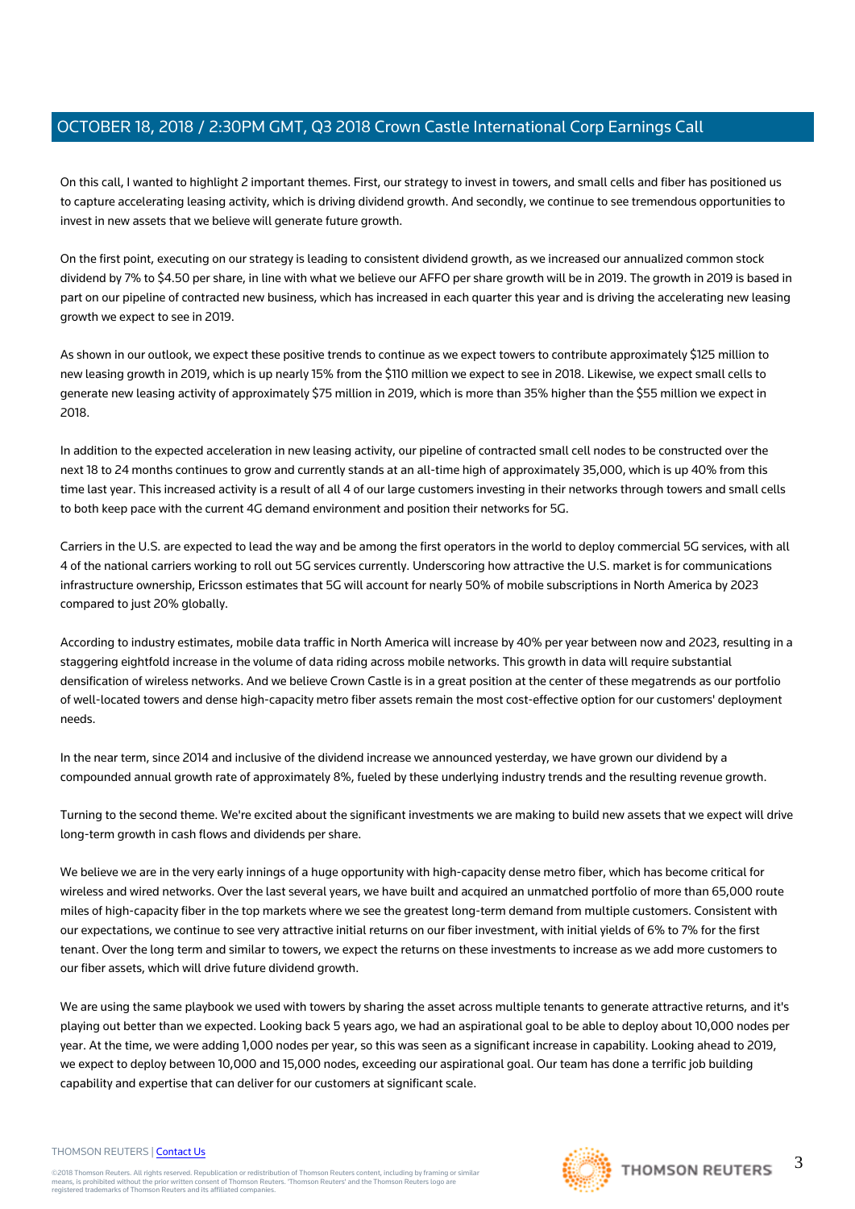On this call, I wanted to highlight 2 important themes. First, our strategy to invest in towers, and small cells and fiber has positioned us to capture accelerating leasing activity, which is driving dividend growth. And secondly, we continue to see tremendous opportunities to invest in new assets that we believe will generate future growth.

On the first point, executing on our strategy is leading to consistent dividend growth, as we increased our annualized common stock dividend by 7% to $4.50 per share, in line with what we believe our AFFO per share growth will be in 2019. The growth in 2019 is based in part on our pipeline of contracted new business, which has increased in each quarter this year and is driving the accelerating new leasing growth we expect to see in 2019.

As shown in our outlook, we expect these positive trends to continue as we expect towers to contribute approximately $125 million to new leasing growth in 2019, which is up nearly 15% from the $110 million we expect to see in 2018. Likewise, we expect small cells to generate new leasing activity of approximately $75 million in 2019, which is more than 35% higher than the $55 million we expect in 2018.

In addition to the expected acceleration in new leasing activity, our pipeline of contracted small cell nodes to be constructed over the next 18 to 24 months continues to grow and currently stands at an all-time high of approximately 35,000, which is up 40% from this time last year. This increased activity is a result of all 4 of our large customers investing in their networks through towers and small cells to both keep pace with the current 4G demand environment and position their networks for 5G.

Carriers in the U.S. are expected to lead the way and be among the first operators in the world to deploy commercial 5G services, with all 4 of the national carriers working to roll out 5G services currently. Underscoring how attractive the U.S. market is for communications infrastructure ownership, Ericsson estimates that 5G will account for nearly 50% of mobile subscriptions in North America by 2023 compared to just 20% globally.

According to industry estimates, mobile data traffic in North America will increase by 40% per year between now and 2023, resulting in a staggering eightfold increase in the volume of data riding across mobile networks. This growth in data will require substantial densification of wireless networks. And we believe Crown Castle is in a great position at the center of these megatrends as our portfolio of well-located towers and dense high-capacity metro fiber assets remain the most cost-effective option for our customers' deployment needs.

In the near term, since 2014 and inclusive of the dividend increase we announced yesterday, we have grown our dividend by a compounded annual growth rate of approximately 8%, fueled by these underlying industry trends and the resulting revenue growth.

Turning to the second theme. We're excited about the significant investments we are making to build new assets that we expect will drive long-term growth in cash flows and dividends per share.

We believe we are in the very early innings of a huge opportunity with high-capacity dense metro fiber, which has become critical for wireless and wired networks. Over the last several years, we have built and acquired an unmatched portfolio of more than 65,000 route miles of high-capacity fiber in the top markets where we see the greatest long-term demand from multiple customers. Consistent with our expectations, we continue to see very attractive initial returns on our fiber investment, with initial yields of 6% to 7% for the first tenant. Over the long term and similar to towers, we expect the returns on these investments to increase as we add more customers to our fiber assets, which will drive future dividend growth.

We are using the same playbook we used with towers by sharing the asset across multiple tenants to generate attractive returns, and it's playing out better than we expected. Looking back 5 years ago, we had an aspirational goal to be able to deploy about 10,000 nodes per year. At the time, we were adding 1,000 nodes per year, so this was seen as a significant increase in capability. Looking ahead to 2019, we expect to deploy between 10,000 and 15,000 nodes, exceeding our aspirational goal. Our team has done a terrific job building capability and expertise that can deliver for our customers at significant scale.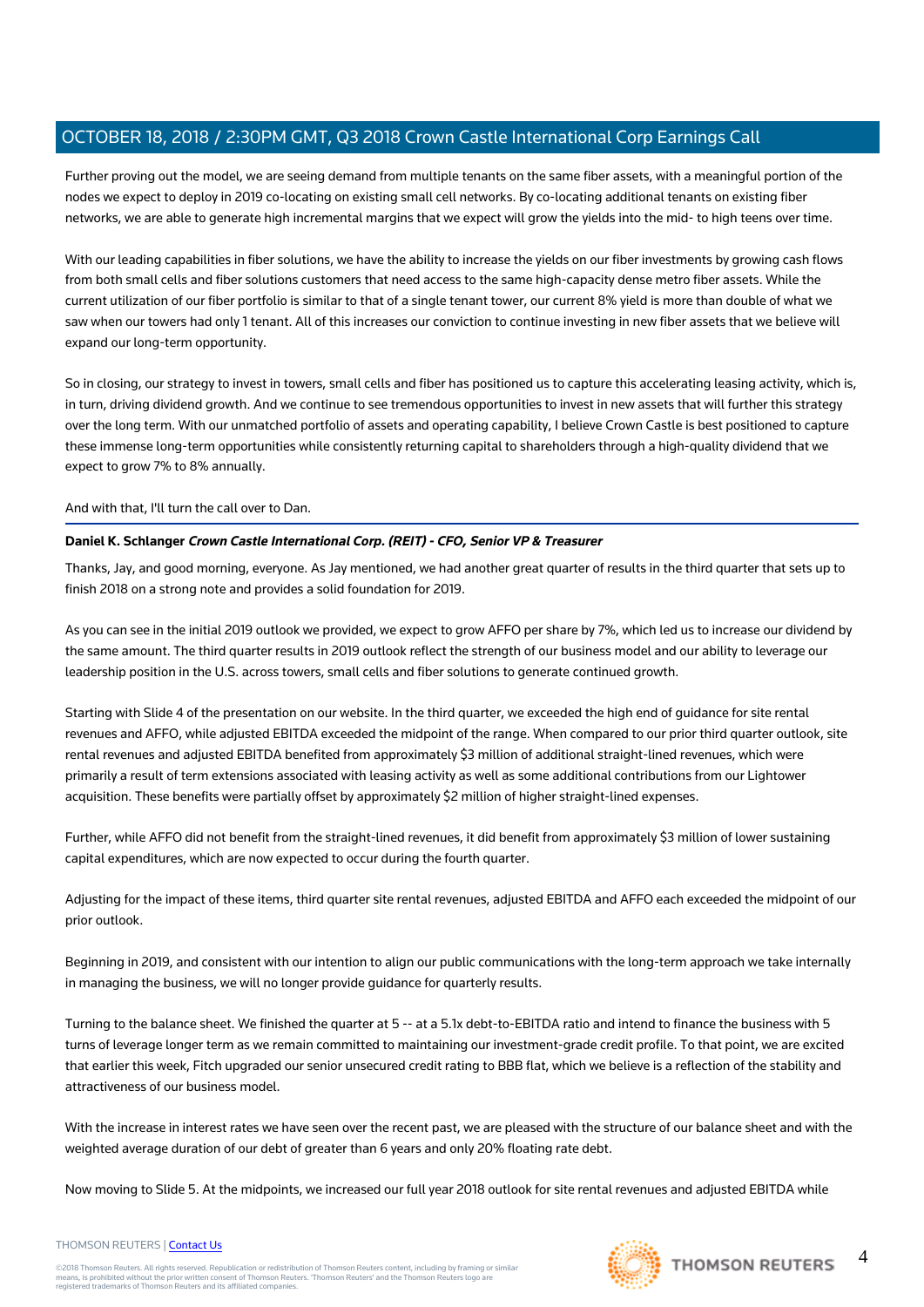Further proving out the model, we are seeing demand from multiple tenants on the same fiber assets, with a meaningful portion of the nodes we expect to deploy in 2019 co-locating on existing small cell networks. By co-locating additional tenants on existing fiber networks, we are able to generate high incremental margins that we expect will grow the yields into the mid- to high teens over time.

With our leading capabilities in fiber solutions, we have the ability to increase the yields on our fiber investments by growing cash flows from both small cells and fiber solutions customers that need access to the same high-capacity dense metro fiber assets. While the current utilization of our fiber portfolio is similar to that of a single tenant tower, our current 8% yield is more than double of what we saw when our towers had only 1 tenant. All of this increases our conviction to continue investing in new fiber assets that we believe will expand our long-term opportunity.

So in closing, our strategy to invest in towers, small cells and fiber has positioned us to capture this accelerating leasing activity, which is, in turn, driving dividend growth. And we continue to see tremendous opportunities to invest in new assets that will further this strategy over the long term. With our unmatched portfolio of assets and operating capability, I believe Crown Castle is best positioned to capture these immense long-term opportunities while consistently returning capital to shareholders through a high-quality dividend that we expect to grow 7% to 8% annually.

And with that, I'll turn the call over to Dan.

---

**Daniel K. Schlanger** ***Crown Castle International Corp. (REIT) - CFO, Senior VP & Treasurer***

Thanks, Jay, and good morning, everyone. As Jay mentioned, we had another great quarter of results in the third quarter that sets up to finish 2018 on a strong note and provides a solid foundation for 2019.

As you can see in the initial 2019 outlook we provided, we expect to grow AFFO per share by 7%, which led us to increase our dividend by the same amount. The third quarter results in 2019 outlook reflect the strength of our business model and our ability to leverage our leadership position in the U.S. across towers, small cells and fiber solutions to generate continued growth.

Starting with Slide 4 of the presentation on our website. In the third quarter, we exceeded the high end of guidance for site rental revenues and AFFO, while adjusted EBITDA exceeded the midpoint of the range. When compared to our prior third quarter outlook, site rental revenues and adjusted EBITDA benefited from approximately $3 million of additional straight-lined revenues, which were primarily a result of term extensions associated with leasing activity as well as some additional contributions from our Lightower acquisition. These benefits were partially offset by approximately $2 million of higher straight-lined expenses.

Further, while AFFO did not benefit from the straight-lined revenues, it did benefit from approximately $3 million of lower sustaining capital expenditures, which are now expected to occur during the fourth quarter.

Adjusting for the impact of these items, third quarter site rental revenues, adjusted EBITDA and AFFO each exceeded the midpoint of our prior outlook.

Beginning in 2019, and consistent with our intention to align our public communications with the long-term approach we take internally in managing the business, we will no longer provide guidance for quarterly results.

Turning to the balance sheet. We finished the quarter at 5 -- at a 5.1x debt-to-EBITDA ratio and intend to finance the business with 5 turns of leverage longer term as we remain committed to maintaining our investment-grade credit profile. To that point, we are excited that earlier this week, Fitch upgraded our senior unsecured credit rating to BBB flat, which we believe is a reflection of the stability and attractiveness of our business model.

With the increase in interest rates we have seen over the recent past, we are pleased with the structure of our balance sheet and with the weighted average duration of our debt of greater than 6 years and only 20% floating rate debt.

Now moving to Slide 5. At the midpoints, we increased our full year 2018 outlook for site rental revenues and adjusted EBITDA while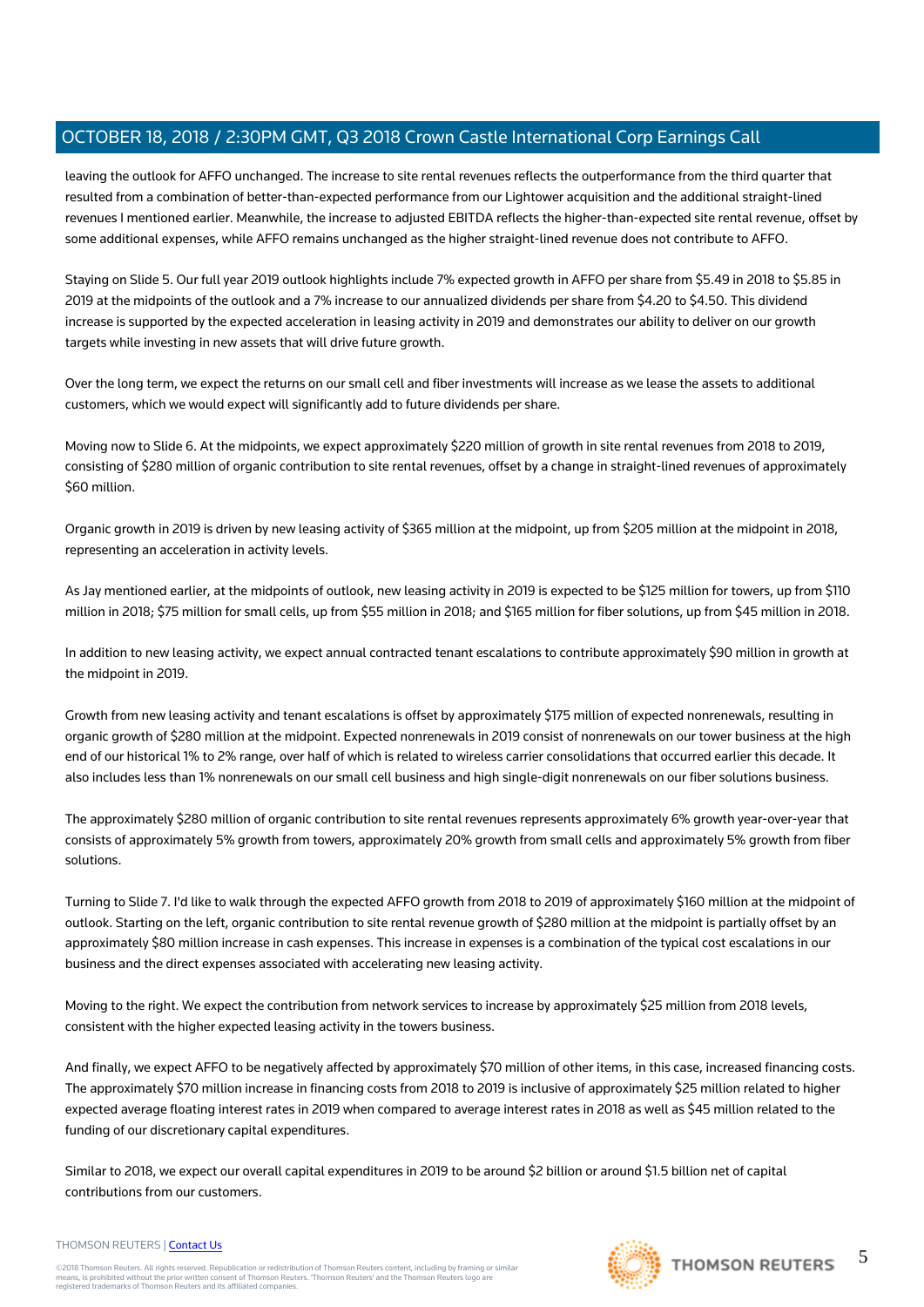leaving the outlook for AFFO unchanged. The increase to site rental revenues reflects the outperformance from the third quarter that resulted from a combination of better-than-expected performance from our Lightower acquisition and the additional straight-lined revenues I mentioned earlier. Meanwhile, the increase to adjusted EBITDA reflects the higher-than-expected site rental revenue, offset by some additional expenses, while AFFO remains unchanged as the higher straight-lined revenue does not contribute to AFFO.

Staying on Slide 5. Our full year 2019 outlook highlights include 7% expected growth in AFFO per share from $5.49 in 2018 to $5.85 in 2019 at the midpoints of the outlook and a 7% increase to our annualized dividends per share from $4.20 to $4.50. This dividend increase is supported by the expected acceleration in leasing activity in 2019 and demonstrates our ability to deliver on our growth targets while investing in new assets that will drive future growth.

Over the long term, we expect the returns on our small cell and fiber investments will increase as we lease the assets to additional customers, which we would expect will significantly add to future dividends per share.

Moving now to Slide 6. At the midpoints, we expect approximately $220 million of growth in site rental revenues from 2018 to 2019, consisting of $280 million of organic contribution to site rental revenues, offset by a change in straight-lined revenues of approximately $60 million.

Organic growth in 2019 is driven by new leasing activity of $365 million at the midpoint, up from $205 million at the midpoint in 2018, representing an acceleration in activity levels.

As Jay mentioned earlier, at the midpoints of outlook, new leasing activity in 2019 is expected to be $125 million for towers, up from $110 million in 2018; $75 million for small cells, up from $55 million in 2018; and $165 million for fiber solutions, up from $45 million in 2018.

In addition to new leasing activity, we expect annual contracted tenant escalations to contribute approximately $90 million in growth at the midpoint in 2019.

Growth from new leasing activity and tenant escalations is offset by approximately $175 million of expected nonrenewals, resulting in organic growth of $280 million at the midpoint. Expected nonrenewals in 2019 consist of nonrenewals on our tower business at the high end of our historical 1% to 2% range, over half of which is related to wireless carrier consolidations that occurred earlier this decade. It also includes less than 1% nonrenewals on our small cell business and high single-digit nonrenewals on our fiber solutions business.

The approximately $280 million of organic contribution to site rental revenues represents approximately 6% growth year-over-year that consists of approximately 5% growth from towers, approximately 20% growth from small cells and approximately 5% growth from fiber solutions.

Turning to Slide 7. I'd like to walk through the expected AFFO growth from 2018 to 2019 of approximately $160 million at the midpoint of outlook. Starting on the left, organic contribution to site rental revenue growth of $280 million at the midpoint is partially offset by an approximately $80 million increase in cash expenses. This increase in expenses is a combination of the typical cost escalations in our business and the direct expenses associated with accelerating new leasing activity.

Moving to the right. We expect the contribution from network services to increase by approximately $25 million from 2018 levels, consistent with the higher expected leasing activity in the towers business.

And finally, we expect AFFO to be negatively affected by approximately $70 million of other items, in this case, increased financing costs. The approximately $70 million increase in financing costs from 2018 to 2019 is inclusive of approximately $25 million related to higher expected average floating interest rates in 2019 when compared to average interest rates in 2018 as well as $45 million related to the funding of our discretionary capital expenditures.

Similar to 2018, we expect our overall capital expenditures in 2019 to be around $2 billion or around $1.5 billion net of capital contributions from our customers.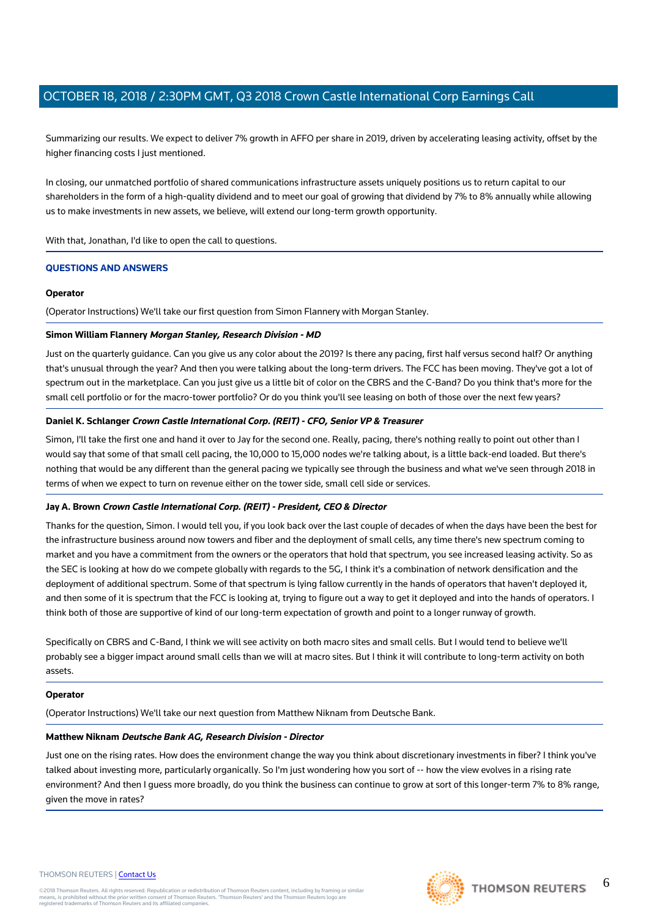Summarizing our results. We expect to deliver 7% growth in AFFO per share in 2019, driven by accelerating leasing activity, offset by the higher financing costs I just mentioned.

In closing, our unmatched portfolio of shared communications infrastructure assets uniquely positions us to return capital to our shareholders in the form of a high-quality dividend and to meet our goal of growing that dividend by 7% to 8% annually while allowing us to make investments in new assets, we believe, will extend our long-term growth opportunity.

With that, Jonathan, I'd like to open the call to questions.

## QUESTIONS AND ANSWERS

**Operator**

(Operator Instructions) We'll take our first question from Simon Flannery with Morgan Stanley.

**Simon William Flannery** ***Morgan Stanley, Research Division - MD***

Just on the quarterly guidance. Can you give us any color about the 2019? Is there any pacing, first half versus second half? Or anything that's unusual through the year? And then you were talking about the long-term drivers. The FCC has been moving. They've got a lot of spectrum out in the marketplace. Can you just give us a little bit of color on the CBRS and the C-Band? Do you think that's more for the small cell portfolio or for the macro-tower portfolio? Or do you think you'll see leasing on both of those over the next few years?

**Daniel K. Schlanger** ***Crown Castle International Corp. (REIT) - CFO, Senior VP & Treasurer***

Simon, I'll take the first one and hand it over to Jay for the second one. Really, pacing, there's nothing really to point out other than I would say that some of that small cell pacing, the 10,000 to 15,000 nodes we're talking about, is a little back-end loaded. But there's nothing that would be any different than the general pacing we typically see through the business and what we've seen through 2018 in terms of when we expect to turn on revenue either on the tower side, small cell side or services.

**Jay A. Brown** ***Crown Castle International Corp. (REIT) - President, CEO & Director***

Thanks for the question, Simon. I would tell you, if you look back over the last couple of decades of when the days have been the best for the infrastructure business around now towers and fiber and the deployment of small cells, any time there's new spectrum coming to market and you have a commitment from the owners or the operators that hold that spectrum, you see increased leasing activity. So as the SEC is looking at how do we compete globally with regards to the 5G, I think it's a combination of network densification and the deployment of additional spectrum. Some of that spectrum is lying fallow currently in the hands of operators that haven't deployed it, and then some of it is spectrum that the FCC is looking at, trying to figure out a way to get it deployed and into the hands of operators. I think both of those are supportive of kind of our long-term expectation of growth and point to a longer runway of growth.

Specifically on CBRS and C-Band, I think we will see activity on both macro sites and small cells. But I would tend to believe we'll probably see a bigger impact around small cells than we will at macro sites. But I think it will contribute to long-term activity on both assets.

**Operator**

(Operator Instructions) We'll take our next question from Matthew Niknam from Deutsche Bank.

**Matthew Niknam** ***Deutsche Bank AG, Research Division - Director***

Just one on the rising rates. How does the environment change the way you think about discretionary investments in fiber? I think you've talked about investing more, particularly organically. So I'm just wondering how you sort of -- how the view evolves in a rising rate environment? And then I guess more broadly, do you think the business can continue to grow at sort of this longer-term 7% to 8% range, given the move in rates?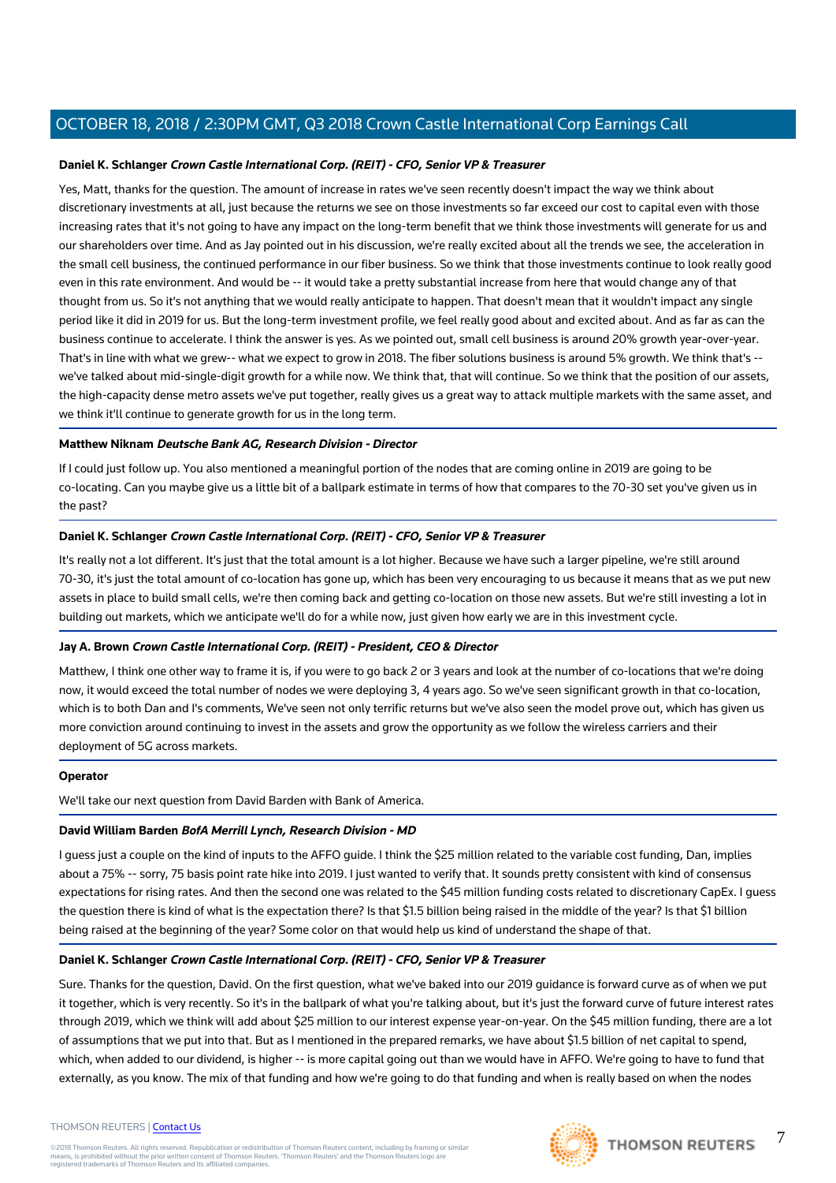**Daniel K. Schlanger** ***Crown Castle International Corp. (REIT) - CFO, Senior VP & Treasurer***

Yes, Matt, thanks for the question. The amount of increase in rates we've seen recently doesn't impact the way we think about discretionary investments at all, just because the returns we see on those investments so far exceed our cost to capital even with those increasing rates that it's not going to have any impact on the long-term benefit that we think those investments will generate for us and our shareholders over time. And as Jay pointed out in his discussion, we're really excited about all the trends we see, the acceleration in the small cell business, the continued performance in our fiber business. So we think that those investments continue to look really good even in this rate environment. And would be -- it would take a pretty substantial increase from here that would change any of that thought from us. So it's not anything that we would really anticipate to happen. That doesn't mean that it wouldn't impact any single period like it did in 2019 for us. But the long-term investment profile, we feel really good about and excited about. And as far as can the business continue to accelerate. I think the answer is yes. As we pointed out, small cell business is around 20% growth year-over-year. That's in line with what we grew-- what we expect to grow in 2018. The fiber solutions business is around 5% growth. We think that's -- we've talked about mid-single-digit growth for a while now. We think that, that will continue. So we think that the position of our assets, the high-capacity dense metro assets we've put together, really gives us a great way to attack multiple markets with the same asset, and we think it'll continue to generate growth for us in the long term.

**Matthew Niknam** ***Deutsche Bank AG, Research Division - Director***

If I could just follow up. You also mentioned a meaningful portion of the nodes that are coming online in 2019 are going to be co-locating. Can you maybe give us a little bit of a ballpark estimate in terms of how that compares to the 70-30 set you've given us in the past?

**Daniel K. Schlanger** ***Crown Castle International Corp. (REIT) - CFO, Senior VP & Treasurer***

It's really not a lot different. It's just that the total amount is a lot higher. Because we have such a larger pipeline, we're still around 70-30, it's just the total amount of co-location has gone up, which has been very encouraging to us because it means that as we put new assets in place to build small cells, we're then coming back and getting co-location on those new assets. But we're still investing a lot in building out markets, which we anticipate we'll do for a while now, just given how early we are in this investment cycle.

**Jay A. Brown** ***Crown Castle International Corp. (REIT) - President, CEO & Director***

Matthew, I think one other way to frame it is, if you were to go back 2 or 3 years and look at the number of co-locations that we're doing now, it would exceed the total number of nodes we were deploying 3, 4 years ago. So we've seen significant growth in that co-location, which is to both Dan and I's comments, We've seen not only terrific returns but we've also seen the model prove out, which has given us more conviction around continuing to invest in the assets and grow the opportunity as we follow the wireless carriers and their deployment of 5G across markets.

**Operator**

We'll take our next question from David Barden with Bank of America.

**David William Barden** ***BofA Merrill Lynch, Research Division - MD***

I guess just a couple on the kind of inputs to the AFFO guide. I think the $25 million related to the variable cost funding, Dan, implies about a 75% -- sorry, 75 basis point rate hike into 2019. I just wanted to verify that. It sounds pretty consistent with kind of consensus expectations for rising rates. And then the second one was related to the $45 million funding costs related to discretionary CapEx. I guess the question there is kind of what is the expectation there? Is that $1.5 billion being raised in the middle of the year? Is that $1 billion being raised at the beginning of the year? Some color on that would help us kind of understand the shape of that.

**Daniel K. Schlanger** ***Crown Castle International Corp. (REIT) - CFO, Senior VP & Treasurer***

Sure. Thanks for the question, David. On the first question, what we've baked into our 2019 guidance is forward curve as of when we put it together, which is very recently. So it's in the ballpark of what you're talking about, but it's just the forward curve of future interest rates through 2019, which we think will add about $25 million to our interest expense year-on-year. On the $45 million funding, there are a lot of assumptions that we put into that. But as I mentioned in the prepared remarks, we have about $1.5 billion of net capital to spend, which, when added to our dividend, is higher -- is more capital going out than we would have in AFFO. We're going to have to fund that externally, as you know. The mix of that funding and how we're going to do that funding and when is really based on when the nodes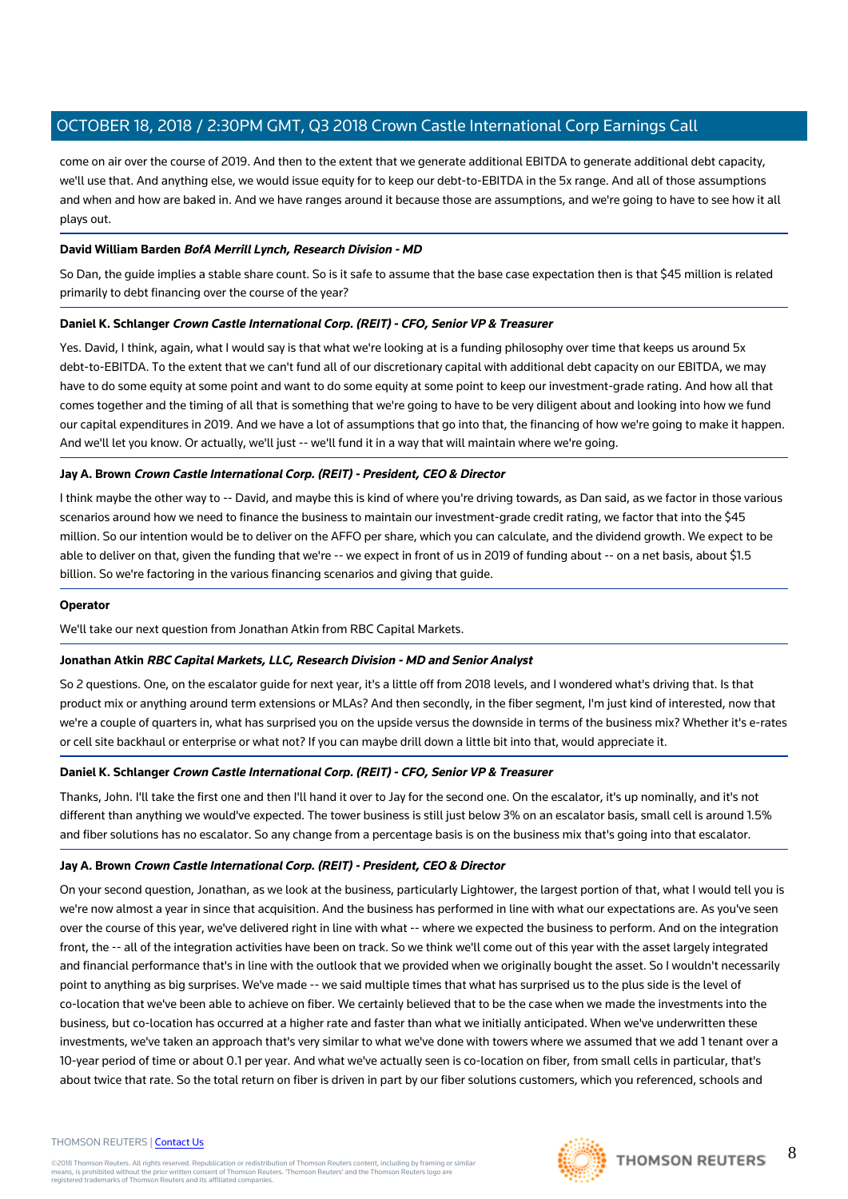come on air over the course of 2019. And then to the extent that we generate additional EBITDA to generate additional debt capacity, we'll use that. And anything else, we would issue equity for to keep our debt-to-EBITDA in the 5x range. And all of those assumptions and when and how are baked in. And we have ranges around it because those are assumptions, and we're going to have to see how it all plays out.

**David William Barden** ***BofA Merrill Lynch, Research Division - MD***

So Dan, the guide implies a stable share count. So is it safe to assume that the base case expectation then is that $45 million is related primarily to debt financing over the course of the year?

**Daniel K. Schlanger** ***Crown Castle International Corp. (REIT) - CFO, Senior VP & Treasurer***

Yes. David, I think, again, what I would say is that what we're looking at is a funding philosophy over time that keeps us around 5x debt-to-EBITDA. To the extent that we can't fund all of our discretionary capital with additional debt capacity on our EBITDA, we may have to do some equity at some point and want to do some equity at some point to keep our investment-grade rating. And how all that comes together and the timing of all that is something that we're going to have to be very diligent about and looking into how we fund our capital expenditures in 2019. And we have a lot of assumptions that go into that, the financing of how we're going to make it happen. And we'll let you know. Or actually, we'll just -- we'll fund it in a way that will maintain where we're going.

**Jay A. Brown** ***Crown Castle International Corp. (REIT) - President, CEO & Director***

I think maybe the other way to -- David, and maybe this is kind of where you're driving towards, as Dan said, as we factor in those various scenarios around how we need to finance the business to maintain our investment-grade credit rating, we factor that into the $45 million. So our intention would be to deliver on the AFFO per share, which you can calculate, and the dividend growth. We expect to be able to deliver on that, given the funding that we're -- we expect in front of us in 2019 of funding about -- on a net basis, about $1.5 billion. So we're factoring in the various financing scenarios and giving that guide.

**Operator**

We'll take our next question from Jonathan Atkin from RBC Capital Markets.

**Jonathan Atkin** ***RBC Capital Markets, LLC, Research Division - MD and Senior Analyst***

So 2 questions. One, on the escalator guide for next year, it's a little off from 2018 levels, and I wondered what's driving that. Is that product mix or anything around term extensions or MLAs? And then secondly, in the fiber segment, I'm just kind of interested, now that we're a couple of quarters in, what has surprised you on the upside versus the downside in terms of the business mix? Whether it's e-rates or cell site backhaul or enterprise or what not? If you can maybe drill down a little bit into that, would appreciate it.

**Daniel K. Schlanger** ***Crown Castle International Corp. (REIT) - CFO, Senior VP & Treasurer***

Thanks, John. I'll take the first one and then I'll hand it over to Jay for the second one. On the escalator, it's up nominally, and it's not different than anything we would've expected. The tower business is still just below 3% on an escalator basis, small cell is around 1.5% and fiber solutions has no escalator. So any change from a percentage basis is on the business mix that's going into that escalator.

**Jay A. Brown** ***Crown Castle International Corp. (REIT) - President, CEO & Director***

On your second question, Jonathan, as we look at the business, particularly Lightower, the largest portion of that, what I would tell you is we're now almost a year in since that acquisition. And the business has performed in line with what our expectations are. As you've seen over the course of this year, we've delivered right in line with what -- where we expected the business to perform. And on the integration front, the -- all of the integration activities have been on track. So we think we'll come out of this year with the asset largely integrated and financial performance that's in line with the outlook that we provided when we originally bought the asset. So I wouldn't necessarily point to anything as big surprises. We've made -- we said multiple times that what has surprised us to the plus side is the level of co-location that we've been able to achieve on fiber. We certainly believed that to be the case when we made the investments into the business, but co-location has occurred at a higher rate and faster than what we initially anticipated. When we've underwritten these investments, we've taken an approach that's very similar to what we've done with towers where we assumed that we add 1 tenant over a 10-year period of time or about 0.1 per year. And what we've actually seen is co-location on fiber, from small cells in particular, that's about twice that rate. So the total return on fiber is driven in part by our fiber solutions customers, which you referenced, schools and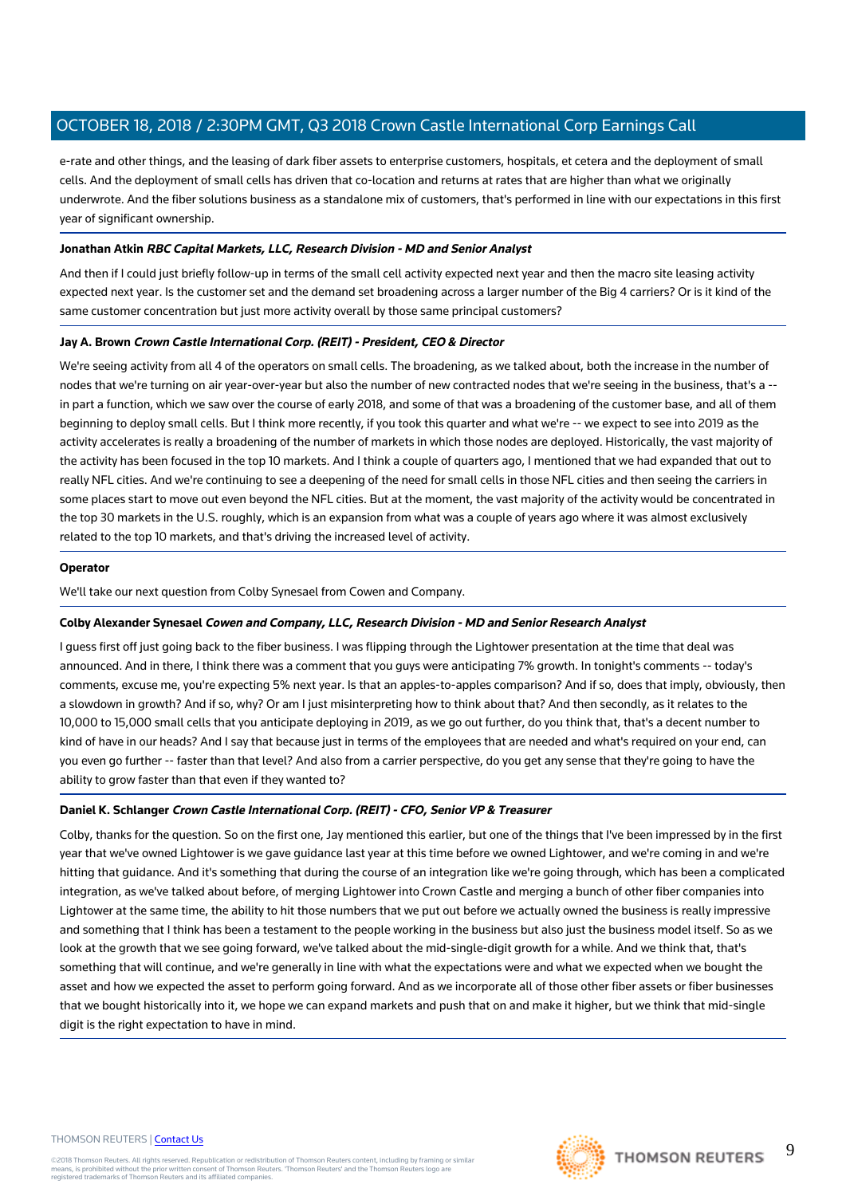e-rate and other things, and the leasing of dark fiber assets to enterprise customers, hospitals, et cetera and the deployment of small cells. And the deployment of small cells has driven that co-location and returns at rates that are higher than what we originally underwrote. And the fiber solutions business as a standalone mix of customers, that's performed in line with our expectations in this first year of significant ownership.

**Jonathan Atkin** ***RBC Capital Markets, LLC, Research Division - MD and Senior Analyst***

And then if I could just briefly follow-up in terms of the small cell activity expected next year and then the macro site leasing activity expected next year. Is the customer set and the demand set broadening across a larger number of the Big 4 carriers? Or is it kind of the same customer concentration but just more activity overall by those same principal customers?

**Jay A. Brown** ***Crown Castle International Corp. (REIT) - President, CEO & Director***

We're seeing activity from all 4 of the operators on small cells. The broadening, as we talked about, both the increase in the number of nodes that we're turning on air year-over-year but also the number of new contracted nodes that we're seeing in the business, that's a -- in part a function, which we saw over the course of early 2018, and some of that was a broadening of the customer base, and all of them beginning to deploy small cells. But I think more recently, if you took this quarter and what we're -- we expect to see into 2019 as the activity accelerates is really a broadening of the number of markets in which those nodes are deployed. Historically, the vast majority of the activity has been focused in the top 10 markets. And I think a couple of quarters ago, I mentioned that we had expanded that out to really NFL cities. And we're continuing to see a deepening of the need for small cells in those NFL cities and then seeing the carriers in some places start to move out even beyond the NFL cities. But at the moment, the vast majority of the activity would be concentrated in the top 30 markets in the U.S. roughly, which is an expansion from what was a couple of years ago where it was almost exclusively related to the top 10 markets, and that's driving the increased level of activity.

**Operator**

We'll take our next question from Colby Synesael from Cowen and Company.

**Colby Alexander Synesael** ***Cowen and Company, LLC, Research Division - MD and Senior Research Analyst***

I guess first off just going back to the fiber business. I was flipping through the Lightower presentation at the time that deal was announced. And in there, I think there was a comment that you guys were anticipating 7% growth. In tonight's comments -- today's comments, excuse me, you're expecting 5% next year. Is that an apples-to-apples comparison? And if so, does that imply, obviously, then a slowdown in growth? And if so, why? Or am I just misinterpreting how to think about that? And then secondly, as it relates to the 10,000 to 15,000 small cells that you anticipate deploying in 2019, as we go out further, do you think that, that's a decent number to kind of have in our heads? And I say that because just in terms of the employees that are needed and what's required on your end, can you even go further -- faster than that level? And also from a carrier perspective, do you get any sense that they're going to have the ability to grow faster than that even if they wanted to?

**Daniel K. Schlanger** ***Crown Castle International Corp. (REIT) - CFO, Senior VP & Treasurer***

Colby, thanks for the question. So on the first one, Jay mentioned this earlier, but one of the things that I've been impressed by in the first year that we've owned Lightower is we gave guidance last year at this time before we owned Lightower, and we're coming in and we're hitting that guidance. And it's something that during the course of an integration like we're going through, which has been a complicated integration, as we've talked about before, of merging Lightower into Crown Castle and merging a bunch of other fiber companies into Lightower at the same time, the ability to hit those numbers that we put out before we actually owned the business is really impressive and something that I think has been a testament to the people working in the business but also just the business model itself. So as we look at the growth that we see going forward, we've talked about the mid-single-digit growth for a while. And we think that, that's something that will continue, and we're generally in line with what the expectations were and what we expected when we bought the asset and how we expected the asset to perform going forward. And as we incorporate all of those other fiber assets or fiber businesses that we bought historically into it, we hope we can expand markets and push that on and make it higher, but we think that mid-single digit is the right expectation to have in mind.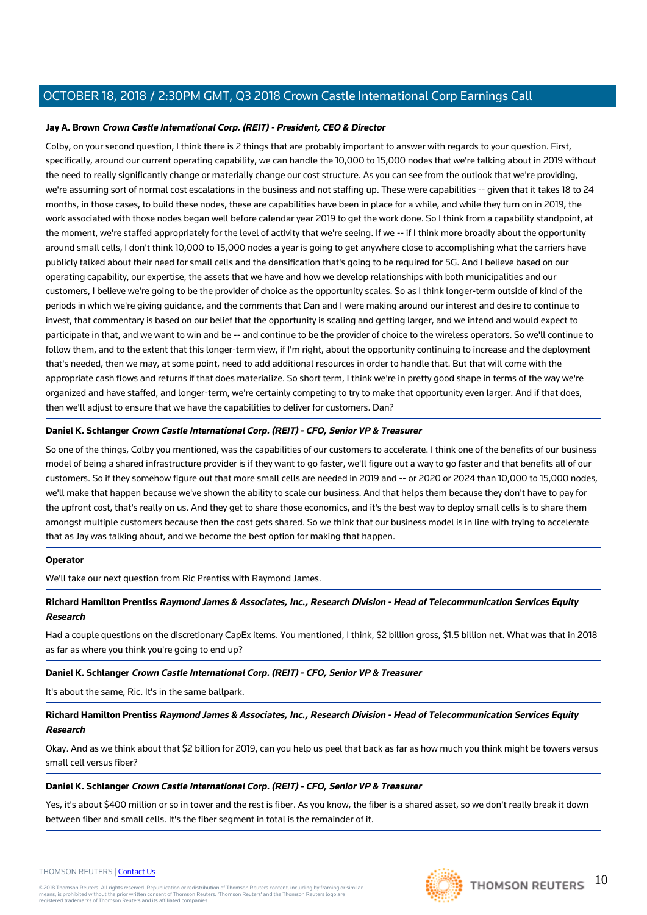**Jay A. Brown** ***Crown Castle International Corp. (REIT) - President, CEO & Director***

Colby, on your second question, I think there is 2 things that are probably important to answer with regards to your question. First, specifically, around our current operating capability, we can handle the 10,000 to 15,000 nodes that we're talking about in 2019 without the need to really significantly change or materially change our cost structure. As you can see from the outlook that we're providing, we're assuming sort of normal cost escalations in the business and not staffing up. These were capabilities -- given that it takes 18 to 24 months, in those cases, to build these nodes, these are capabilities have been in place for a while, and while they turn on in 2019, the work associated with those nodes began well before calendar year 2019 to get the work done. So I think from a capability standpoint, at the moment, we're staffed appropriately for the level of activity that we're seeing. If we -- if I think more broadly about the opportunity around small cells, I don't think 10,000 to 15,000 nodes a year is going to get anywhere close to accomplishing what the carriers have publicly talked about their need for small cells and the densification that's going to be required for 5G. And I believe based on our operating capability, our expertise, the assets that we have and how we develop relationships with both municipalities and our customers, I believe we're going to be the provider of choice as the opportunity scales. So as I think longer-term outside of kind of the periods in which we're giving guidance, and the comments that Dan and I were making around our interest and desire to continue to invest, that commentary is based on our belief that the opportunity is scaling and getting larger, and we intend and would expect to participate in that, and we want to win and be -- and continue to be the provider of choice to the wireless operators. So we'll continue to follow them, and to the extent that this longer-term view, if I'm right, about the opportunity continuing to increase and the deployment that's needed, then we may, at some point, need to add additional resources in order to handle that. But that will come with the appropriate cash flows and returns if that does materialize. So short term, I think we're in pretty good shape in terms of the way we're organized and have staffed, and longer-term, we're certainly competing to try to make that opportunity even larger. And if that does, then we'll adjust to ensure that we have the capabilities to deliver for customers. Dan?

**Daniel K. Schlanger** ***Crown Castle International Corp. (REIT) - CFO, Senior VP & Treasurer***

So one of the things, Colby you mentioned, was the capabilities of our customers to accelerate. I think one of the benefits of our business model of being a shared infrastructure provider is if they want to go faster, we'll figure out a way to go faster and that benefits all of our customers. So if they somehow figure out that more small cells are needed in 2019 and -- or 2020 or 2024 than 10,000 to 15,000 nodes, we'll make that happen because we've shown the ability to scale our business. And that helps them because they don't have to pay for the upfront cost, that's really on us. And they get to share those economics, and it's the best way to deploy small cells is to share them amongst multiple customers because then the cost gets shared. So we think that our business model is in line with trying to accelerate that as Jay was talking about, and we become the best option for making that happen.

**Operator**

We'll take our next question from Ric Prentiss with Raymond James.

**Richard Hamilton Prentiss** ***Raymond James & Associates, Inc., Research Division - Head of Telecommunication Services Equity Research***

Had a couple questions on the discretionary CapEx items. You mentioned, I think, $2 billion gross, $1.5 billion net. What was that in 2018 as far as where you think you're going to end up?

**Daniel K. Schlanger** ***Crown Castle International Corp. (REIT) - CFO, Senior VP & Treasurer***

It's about the same, Ric. It's in the same ballpark.

**Richard Hamilton Prentiss** ***Raymond James & Associates, Inc., Research Division - Head of Telecommunication Services Equity Research***

Okay. And as we think about that $2 billion for 2019, can you help us peel that back as far as how much you think might be towers versus small cell versus fiber?

**Daniel K. Schlanger** ***Crown Castle International Corp. (REIT) - CFO, Senior VP & Treasurer***

Yes, it's about $400 million or so in tower and the rest is fiber. As you know, the fiber is a shared asset, so we don't really break it down between fiber and small cells. It's the fiber segment in total is the remainder of it.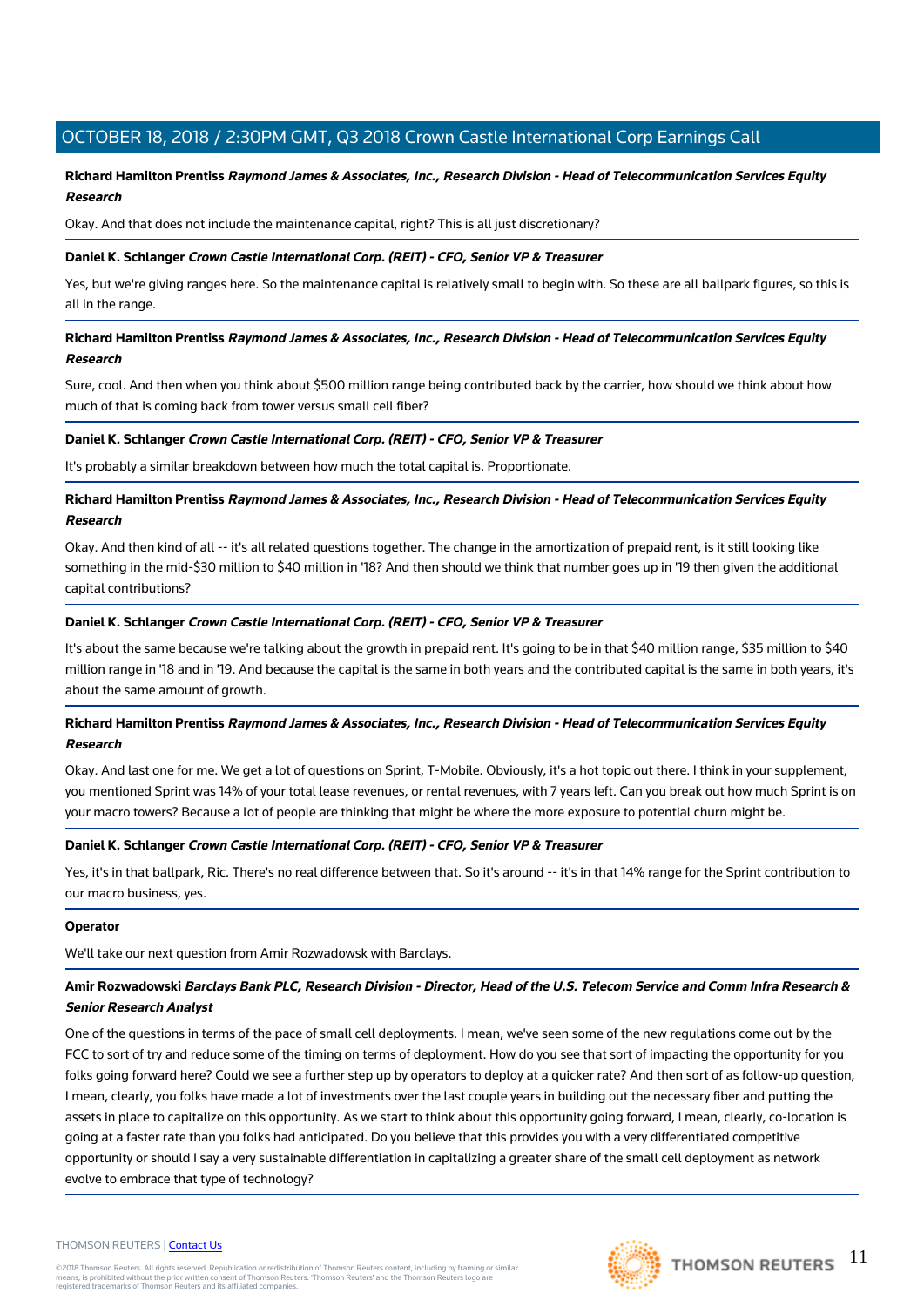**Richard Hamilton Prentiss** ***Raymond James & Associates, Inc., Research Division - Head of Telecommunication Services Equity Research***

Okay. And that does not include the maintenance capital, right? This is all just discretionary?

**Daniel K. Schlanger** ***Crown Castle International Corp. (REIT) - CFO, Senior VP & Treasurer***

Yes, but we're giving ranges here. So the maintenance capital is relatively small to begin with. So these are all ballpark figures, so this is all in the range.

**Richard Hamilton Prentiss** ***Raymond James & Associates, Inc., Research Division - Head of Telecommunication Services Equity Research***

Sure, cool. And then when you think about $500 million range being contributed back by the carrier, how should we think about how much of that is coming back from tower versus small cell fiber?

**Daniel K. Schlanger** ***Crown Castle International Corp. (REIT) - CFO, Senior VP & Treasurer***

It's probably a similar breakdown between how much the total capital is. Proportionate.

**Richard Hamilton Prentiss** ***Raymond James & Associates, Inc., Research Division - Head of Telecommunication Services Equity Research***

Okay. And then kind of all -- it's all related questions together. The change in the amortization of prepaid rent, is it still looking like something in the mid-$30 million to $40 million in '18? And then should we think that number goes up in '19 then given the additional capital contributions?

**Daniel K. Schlanger** ***Crown Castle International Corp. (REIT) - CFO, Senior VP & Treasurer***

It's about the same because we're talking about the growth in prepaid rent. It's going to be in that $40 million range, $35 million to $40 million range in '18 and in '19. And because the capital is the same in both years and the contributed capital is the same in both years, it's about the same amount of growth.

**Richard Hamilton Prentiss** ***Raymond James & Associates, Inc., Research Division - Head of Telecommunication Services Equity Research***

Okay. And last one for me. We get a lot of questions on Sprint, T-Mobile. Obviously, it's a hot topic out there. I think in your supplement, you mentioned Sprint was 14% of your total lease revenues, or rental revenues, with 7 years left. Can you break out how much Sprint is on your macro towers? Because a lot of people are thinking that might be where the more exposure to potential churn might be.

**Daniel K. Schlanger** ***Crown Castle International Corp. (REIT) - CFO, Senior VP & Treasurer***

Yes, it's in that ballpark, Ric. There's no real difference between that. So it's around -- it's in that 14% range for the Sprint contribution to our macro business, yes.

**Operator**

We'll take our next question from Amir Rozwadowsk with Barclays.

**Amir Rozwadowski** ***Barclays Bank PLC, Research Division - Director, Head of the U.S. Telecom Service and Comm Infra Research & Senior Research Analyst***

One of the questions in terms of the pace of small cell deployments. I mean, we've seen some of the new regulations come out by the FCC to sort of try and reduce some of the timing on terms of deployment. How do you see that sort of impacting the opportunity for you folks going forward here? Could we see a further step up by operators to deploy at a quicker rate? And then sort of as follow-up question, I mean, clearly, you folks have made a lot of investments over the last couple years in building out the necessary fiber and putting the assets in place to capitalize on this opportunity. As we start to think about this opportunity going forward, I mean, clearly, co-location is going at a faster rate than you folks had anticipated. Do you believe that this provides you with a very differentiated competitive opportunity or should I say a very sustainable differentiation in capitalizing a greater share of the small cell deployment as network evolve to embrace that type of technology?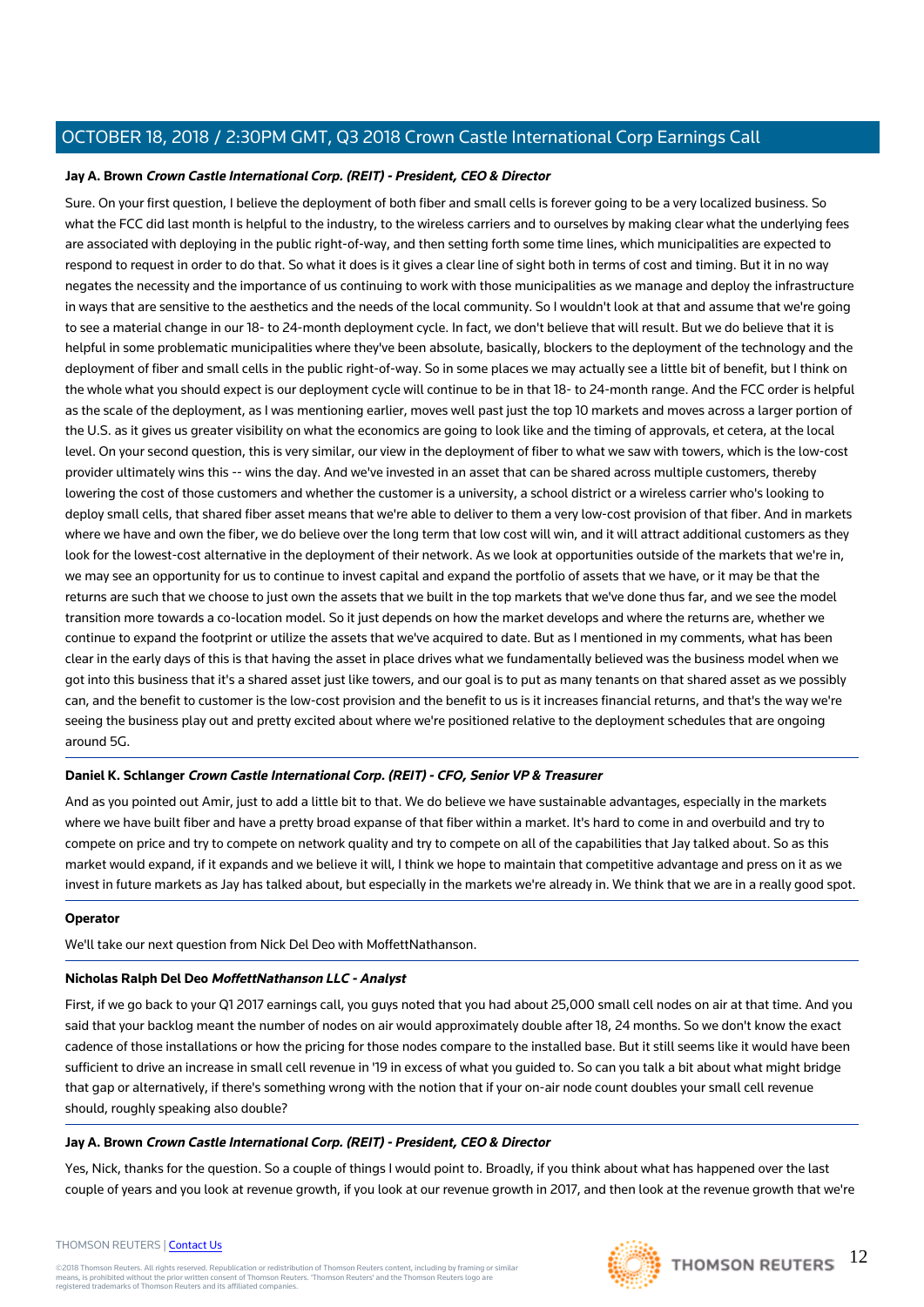**Jay A. Brown** ***Crown Castle International Corp. (REIT) - President, CEO & Director***

Sure. On your first question, I believe the deployment of both fiber and small cells is forever going to be a very localized business. So what the FCC did last month is helpful to the industry, to the wireless carriers and to ourselves by making clear what the underlying fees are associated with deploying in the public right-of-way, and then setting forth some time lines, which municipalities are expected to respond to request in order to do that. So what it does is it gives a clear line of sight both in terms of cost and timing. But it in no way negates the necessity and the importance of us continuing to work with those municipalities as we manage and deploy the infrastructure in ways that are sensitive to the aesthetics and the needs of the local community. So I wouldn't look at that and assume that we're going to see a material change in our 18- to 24-month deployment cycle. In fact, we don't believe that will result. But we do believe that it is helpful in some problematic municipalities where they've been absolute, basically, blockers to the deployment of the technology and the deployment of fiber and small cells in the public right-of-way. So in some places we may actually see a little bit of benefit, but I think on the whole what you should expect is our deployment cycle will continue to be in that 18- to 24-month range. And the FCC order is helpful as the scale of the deployment, as I was mentioning earlier, moves well past just the top 10 markets and moves across a larger portion of the U.S. as it gives us greater visibility on what the economics are going to look like and the timing of approvals, et cetera, at the local level. On your second question, this is very similar, our view in the deployment of fiber to what we saw with towers, which is the low-cost provider ultimately wins this -- wins the day. And we've invested in an asset that can be shared across multiple customers, thereby lowering the cost of those customers and whether the customer is a university, a school district or a wireless carrier who's looking to deploy small cells, that shared fiber asset means that we're able to deliver to them a very low-cost provision of that fiber. And in markets where we have and own the fiber, we do believe over the long term that low cost will win, and it will attract additional customers as they look for the lowest-cost alternative in the deployment of their network. As we look at opportunities outside of the markets that we're in, we may see an opportunity for us to continue to invest capital and expand the portfolio of assets that we have, or it may be that the returns are such that we choose to just own the assets that we built in the top markets that we've done thus far, and we see the model transition more towards a co-location model. So it just depends on how the market develops and where the returns are, whether we continue to expand the footprint or utilize the assets that we've acquired to date. But as I mentioned in my comments, what has been clear in the early days of this is that having the asset in place drives what we fundamentally believed was the business model when we got into this business that it's a shared asset just like towers, and our goal is to put as many tenants on that shared asset as we possibly can, and the benefit to customer is the low-cost provision and the benefit to us is it increases financial returns, and that's the way we're seeing the business play out and pretty excited about where we're positioned relative to the deployment schedules that are ongoing around 5G.

**Daniel K. Schlanger** ***Crown Castle International Corp. (REIT) - CFO, Senior VP & Treasurer***

And as you pointed out Amir, just to add a little bit to that. We do believe we have sustainable advantages, especially in the markets where we have built fiber and have a pretty broad expanse of that fiber within a market. It's hard to come in and overbuild and try to compete on price and try to compete on network quality and try to compete on all of the capabilities that Jay talked about. So as this market would expand, if it expands and we believe it will, I think we hope to maintain that competitive advantage and press on it as we invest in future markets as Jay has talked about, but especially in the markets we're already in. We think that we are in a really good spot.

**Operator**

We'll take our next question from Nick Del Deo with MoffettNathanson.

**Nicholas Ralph Del Deo** ***MoffettNathanson LLC - Analyst***

First, if we go back to your Q1 2017 earnings call, you guys noted that you had about 25,000 small cell nodes on air at that time. And you said that your backlog meant the number of nodes on air would approximately double after 18, 24 months. So we don't know the exact cadence of those installations or how the pricing for those nodes compare to the installed base. But it still seems like it would have been sufficient to drive an increase in small cell revenue in '19 in excess of what you guided to. So can you talk a bit about what might bridge that gap or alternatively, if there's something wrong with the notion that if your on-air node count doubles your small cell revenue should, roughly speaking also double?

**Jay A. Brown** ***Crown Castle International Corp. (REIT) - President, CEO & Director***

Yes, Nick, thanks for the question. So a couple of things I would point to. Broadly, if you think about what has happened over the last couple of years and you look at revenue growth, if you look at our revenue growth in 2017, and then look at the revenue growth that we're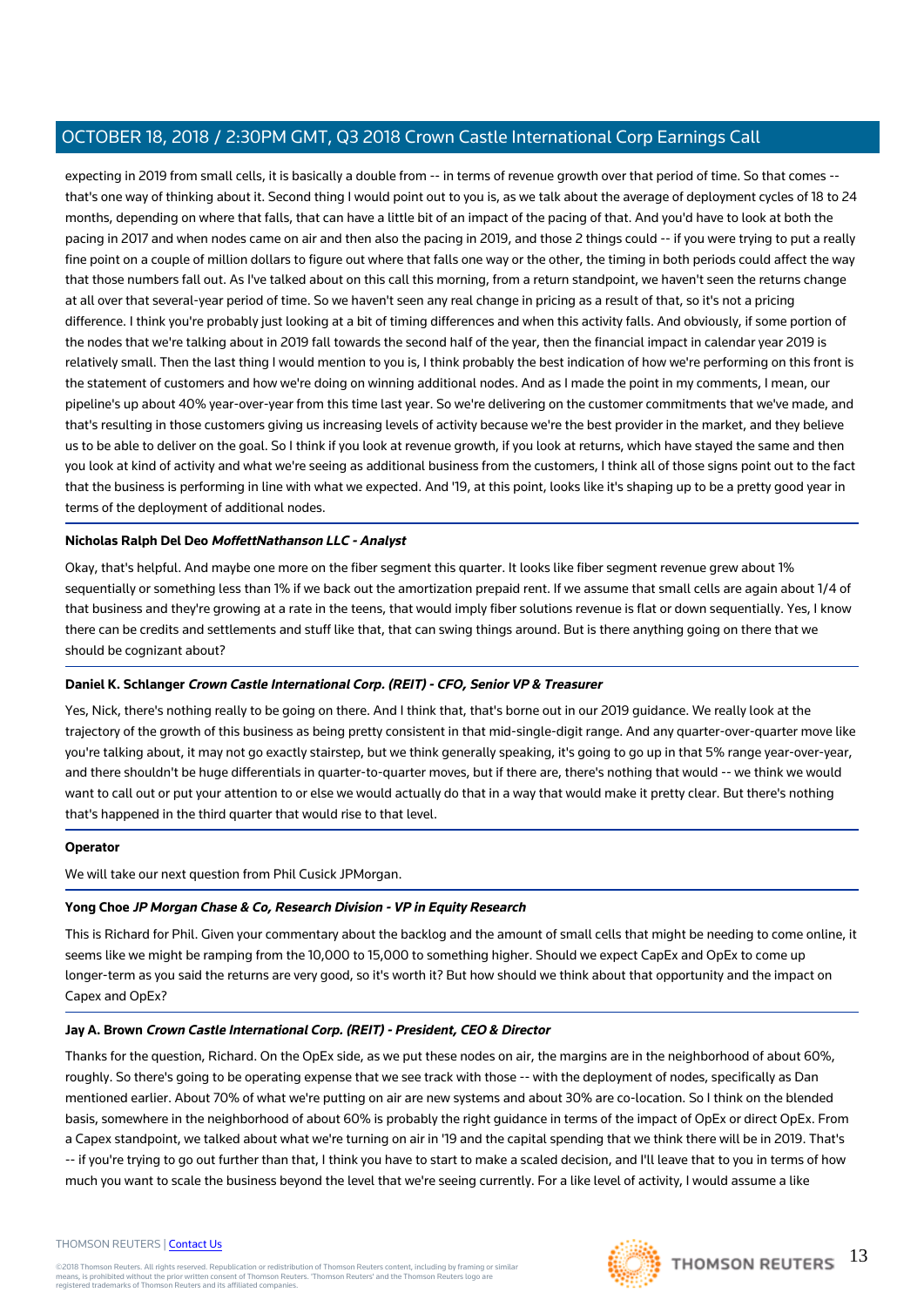expecting in 2019 from small cells, it is basically a double from -- in terms of revenue growth over that period of time. So that comes -- that's one way of thinking about it. Second thing I would point out to you is, as we talk about the average of deployment cycles of 18 to 24 months, depending on where that falls, that can have a little bit of an impact of the pacing of that. And you'd have to look at both the pacing in 2017 and when nodes came on air and then also the pacing in 2019, and those 2 things could -- if you were trying to put a really fine point on a couple of million dollars to figure out where that falls one way or the other, the timing in both periods could affect the way that those numbers fall out. As I've talked about on this call this morning, from a return standpoint, we haven't seen the returns change at all over that several-year period of time. So we haven't seen any real change in pricing as a result of that, so it's not a pricing difference. I think you're probably just looking at a bit of timing differences and when this activity falls. And obviously, if some portion of the nodes that we're talking about in 2019 fall towards the second half of the year, then the financial impact in calendar year 2019 is relatively small. Then the last thing I would mention to you is, I think probably the best indication of how we're performing on this front is the statement of customers and how we're doing on winning additional nodes. And as I made the point in my comments, I mean, our pipeline's up about 40% year-over-year from this time last year. So we're delivering on the customer commitments that we've made, and that's resulting in those customers giving us increasing levels of activity because we're the best provider in the market, and they believe us to be able to deliver on the goal. So I think if you look at revenue growth, if you look at returns, which have stayed the same and then you look at kind of activity and what we're seeing as additional business from the customers, I think all of those signs point out to the fact that the business is performing in line with what we expected. And '19, at this point, looks like it's shaping up to be a pretty good year in terms of the deployment of additional nodes.

**Nicholas Ralph Del Deo** ***MoffettNathanson LLC - Analyst***

Okay, that's helpful. And maybe one more on the fiber segment this quarter. It looks like fiber segment revenue grew about 1% sequentially or something less than 1% if we back out the amortization prepaid rent. If we assume that small cells are again about 1/4 of that business and they're growing at a rate in the teens, that would imply fiber solutions revenue is flat or down sequentially. Yes, I know there can be credits and settlements and stuff like that, that can swing things around. But is there anything going on there that we should be cognizant about?

**Daniel K. Schlanger** ***Crown Castle International Corp. (REIT) - CFO, Senior VP & Treasurer***

Yes, Nick, there's nothing really to be going on there. And I think that, that's borne out in our 2019 guidance. We really look at the trajectory of the growth of this business as being pretty consistent in that mid-single-digit range. And any quarter-over-quarter move like you're talking about, it may not go exactly stairstep, but we think generally speaking, it's going to go up in that 5% range year-over-year, and there shouldn't be huge differentials in quarter-to-quarter moves, but if there are, there's nothing that would -- we think we would want to call out or put your attention to or else we would actually do that in a way that would make it pretty clear. But there's nothing that's happened in the third quarter that would rise to that level.

**Operator**

We will take our next question from Phil Cusick JPMorgan.

**Yong Choe** ***JP Morgan Chase & Co, Research Division - VP in Equity Research***

This is Richard for Phil. Given your commentary about the backlog and the amount of small cells that might be needing to come online, it seems like we might be ramping from the 10,000 to 15,000 to something higher. Should we expect CapEx and OpEx to come up longer-term as you said the returns are very good, so it's worth it? But how should we think about that opportunity and the impact on Capex and OpEx?

**Jay A. Brown** ***Crown Castle International Corp. (REIT) - President, CEO & Director***

Thanks for the question, Richard. On the OpEx side, as we put these nodes on air, the margins are in the neighborhood of about 60%, roughly. So there's going to be operating expense that we see track with those -- with the deployment of nodes, specifically as Dan mentioned earlier. About 70% of what we're putting on air are new systems and about 30% are co-location. So I think on the blended basis, somewhere in the neighborhood of about 60% is probably the right guidance in terms of the impact of OpEx or direct OpEx. From a Capex standpoint, we talked about what we're turning on air in '19 and the capital spending that we think there will be in 2019. That's -- if you're trying to go out further than that, I think you have to start to make a scaled decision, and I'll leave that to you in terms of how much you want to scale the business beyond the level that we're seeing currently. For a like level of activity, I would assume a like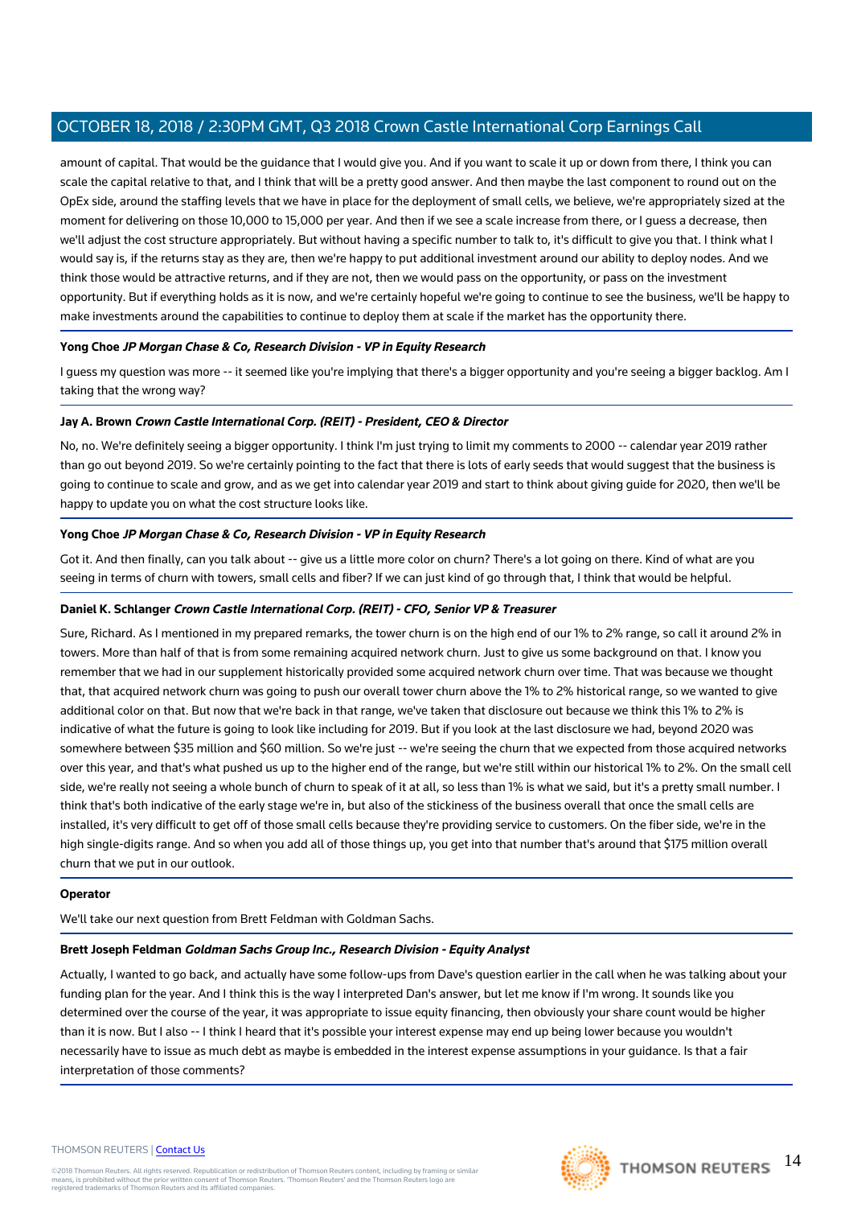amount of capital. That would be the guidance that I would give you. And if you want to scale it up or down from there, I think you can scale the capital relative to that, and I think that will be a pretty good answer. And then maybe the last component to round out on the OpEx side, around the staffing levels that we have in place for the deployment of small cells, we believe, we're appropriately sized at the moment for delivering on those 10,000 to 15,000 per year. And then if we see a scale increase from there, or I guess a decrease, then we'll adjust the cost structure appropriately. But without having a specific number to talk to, it's difficult to give you that. I think what I would say is, if the returns stay as they are, then we're happy to put additional investment around our ability to deploy nodes. And we think those would be attractive returns, and if they are not, then we would pass on the opportunity, or pass on the investment opportunity. But if everything holds as it is now, and we're certainly hopeful we're going to continue to see the business, we'll be happy to make investments around the capabilities to continue to deploy them at scale if the market has the opportunity there.

**Yong Choe** ***JP Morgan Chase & Co, Research Division - VP in Equity Research***

I guess my question was more -- it seemed like you're implying that there's a bigger opportunity and you're seeing a bigger backlog. Am I taking that the wrong way?

**Jay A. Brown** ***Crown Castle International Corp. (REIT) - President, CEO & Director***

No, no. We're definitely seeing a bigger opportunity. I think I'm just trying to limit my comments to 2000 -- calendar year 2019 rather than go out beyond 2019. So we're certainly pointing to the fact that there is lots of early seeds that would suggest that the business is going to continue to scale and grow, and as we get into calendar year 2019 and start to think about giving guide for 2020, then we'll be happy to update you on what the cost structure looks like.

**Yong Choe** ***JP Morgan Chase & Co, Research Division - VP in Equity Research***

Got it. And then finally, can you talk about -- give us a little more color on churn? There's a lot going on there. Kind of what are you seeing in terms of churn with towers, small cells and fiber? If we can just kind of go through that, I think that would be helpful.

**Daniel K. Schlanger** ***Crown Castle International Corp. (REIT) - CFO, Senior VP & Treasurer***

Sure, Richard. As I mentioned in my prepared remarks, the tower churn is on the high end of our 1% to 2% range, so call it around 2% in towers. More than half of that is from some remaining acquired network churn. Just to give us some background on that. I know you remember that we had in our supplement historically provided some acquired network churn over time. That was because we thought that, that acquired network churn was going to push our overall tower churn above the 1% to 2% historical range, so we wanted to give additional color on that. But now that we're back in that range, we've taken that disclosure out because we think this 1% to 2% is indicative of what the future is going to look like including for 2019. But if you look at the last disclosure we had, beyond 2020 was somewhere between $35 million and $60 million. So we're just -- we're seeing the churn that we expected from those acquired networks over this year, and that's what pushed us up to the higher end of the range, but we're still within our historical 1% to 2%. On the small cell side, we're really not seeing a whole bunch of churn to speak of it at all, so less than 1% is what we said, but it's a pretty small number. I think that's both indicative of the early stage we're in, but also of the stickiness of the business overall that once the small cells are installed, it's very difficult to get off of those small cells because they're providing service to customers. On the fiber side, we're in the high single-digits range. And so when you add all of those things up, you get into that number that's around that $175 million overall churn that we put in our outlook.

**Operator**

We'll take our next question from Brett Feldman with Goldman Sachs.

**Brett Joseph Feldman** ***Goldman Sachs Group Inc., Research Division - Equity Analyst***

Actually, I wanted to go back, and actually have some follow-ups from Dave's question earlier in the call when he was talking about your funding plan for the year. And I think this is the way I interpreted Dan's answer, but let me know if I'm wrong. It sounds like you determined over the course of the year, it was appropriate to issue equity financing, then obviously your share count would be higher than it is now. But I also -- I think I heard that it's possible your interest expense may end up being lower because you wouldn't necessarily have to issue as much debt as maybe is embedded in the interest expense assumptions in your guidance. Is that a fair interpretation of those comments?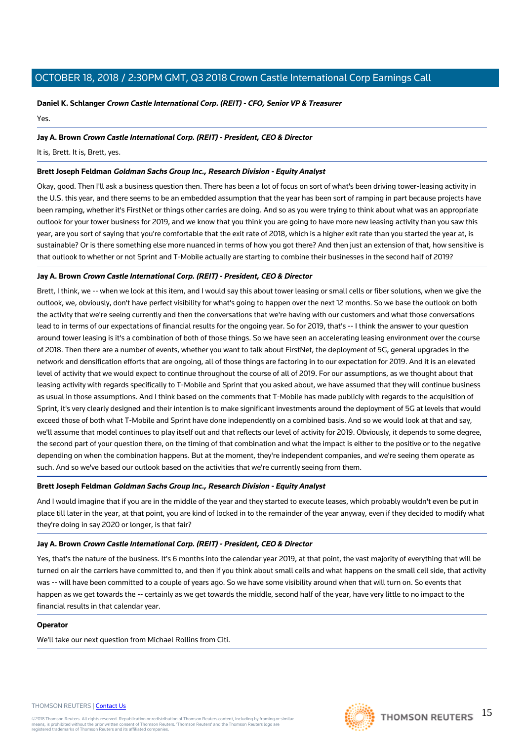**Daniel K. Schlanger** ***Crown Castle International Corp. (REIT) - CFO, Senior VP & Treasurer***

Yes.

---

**Jay A. Brown** ***Crown Castle International Corp. (REIT) - President, CEO & Director***

It is, Brett. It is, Brett, yes.

---

**Brett Joseph Feldman** ***Goldman Sachs Group Inc., Research Division - Equity Analyst***

Okay, good. Then I'll ask a business question then. There has been a lot of focus on sort of what's been driving tower-leasing activity in the U.S. this year, and there seems to be an embedded assumption that the year has been sort of ramping in part because projects have been ramping, whether it's FirstNet or things other carries are doing. And so as you were trying to think about what was an appropriate outlook for your tower business for 2019, and we know that you think you are going to have more new leasing activity than you saw this year, are you sort of saying that you're comfortable that the exit rate of 2018, which is a higher exit rate than you started the year at, is sustainable? Or is there something else more nuanced in terms of how you got there? And then just an extension of that, how sensitive is that outlook to whether or not Sprint and T-Mobile actually are starting to combine their businesses in the second half of 2019?

---

**Jay A. Brown** ***Crown Castle International Corp. (REIT) - President, CEO & Director***

Brett, I think, we -- when we look at this item, and I would say this about tower leasing or small cells or fiber solutions, when we give the outlook, we, obviously, don't have perfect visibility for what's going to happen over the next 12 months. So we base the outlook on both the activity that we're seeing currently and then the conversations that we're having with our customers and what those conversations lead to in terms of our expectations of financial results for the ongoing year. So for 2019, that's -- I think the answer to your question around tower leasing is it's a combination of both of those things. So we have seen an accelerating leasing environment over the course of 2018. Then there are a number of events, whether you want to talk about FirstNet, the deployment of 5G, general upgrades in the network and densification efforts that are ongoing, all of those things are factoring in to our expectation for 2019. And it is an elevated level of activity that we would expect to continue throughout the course of all of 2019. For our assumptions, as we thought about that leasing activity with regards specifically to T-Mobile and Sprint that you asked about, we have assumed that they will continue business as usual in those assumptions. And I think based on the comments that T-Mobile has made publicly with regards to the acquisition of Sprint, it's very clearly designed and their intention is to make significant investments around the deployment of 5G at levels that would exceed those of both what T-Mobile and Sprint have done independently on a combined basis. And so we would look at that and say, we'll assume that model continues to play itself out and that reflects our level of activity for 2019. Obviously, it depends to some degree, the second part of your question there, on the timing of that combination and what the impact is either to the positive or to the negative depending on when the combination happens. But at the moment, they're independent companies, and we're seeing them operate as such. And so we've based our outlook based on the activities that we're currently seeing from them.

---

**Brett Joseph Feldman** ***Goldman Sachs Group Inc., Research Division - Equity Analyst***

And I would imagine that if you are in the middle of the year and they started to execute leases, which probably wouldn't even be put in place till later in the year, at that point, you are kind of locked in to the remainder of the year anyway, even if they decided to modify what they're doing in say 2020 or longer, is that fair?

---

**Jay A. Brown** ***Crown Castle International Corp. (REIT) - President, CEO & Director***

Yes, that's the nature of the business. It's 6 months into the calendar year 2019, at that point, the vast majority of everything that will be turned on air the carriers have committed to, and then if you think about small cells and what happens on the small cell side, that activity was -- will have been committed to a couple of years ago. So we have some visibility around when that will turn on. So events that happen as we get towards the -- certainly as we get towards the middle, second half of the year, have very little to no impact to the financial results in that calendar year.

---

**Operator**

We'll take our next question from Michael Rollins from Citi.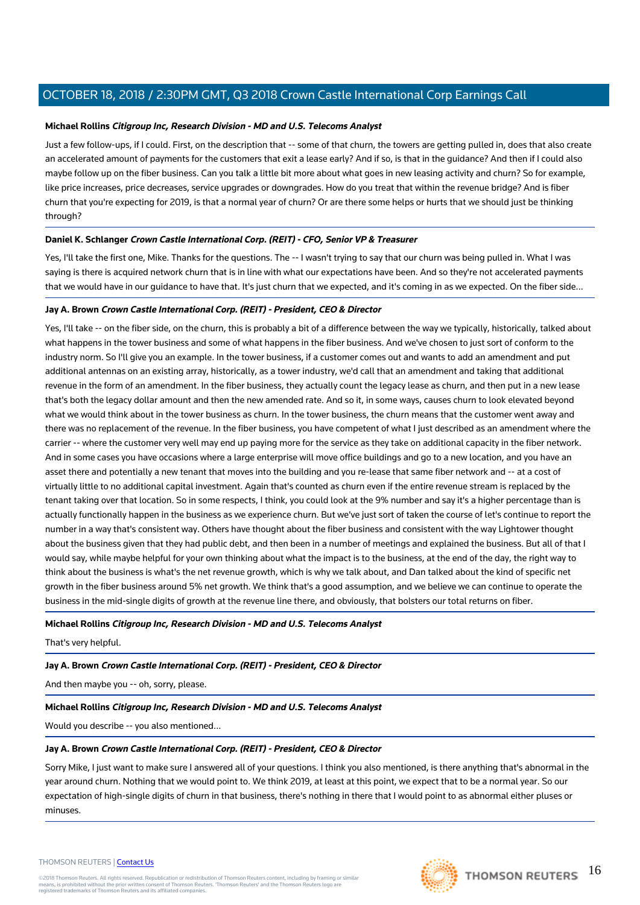**Michael Rollins** ***Citigroup Inc, Research Division - MD and U.S. Telecoms Analyst***

Just a few follow-ups, if I could. First, on the description that -- some of that churn, the towers are getting pulled in, does that also create an accelerated amount of payments for the customers that exit a lease early? And if so, is that in the guidance? And then if I could also maybe follow up on the fiber business. Can you talk a little bit more about what goes in new leasing activity and churn? So for example, like price increases, price decreases, service upgrades or downgrades. How do you treat that within the revenue bridge? And is fiber churn that you're expecting for 2019, is that a normal year of churn? Or are there some helps or hurts that we should just be thinking through?

**Daniel K. Schlanger** ***Crown Castle International Corp. (REIT) - CFO, Senior VP & Treasurer***

Yes, I'll take the first one, Mike. Thanks for the questions. The -- I wasn't trying to say that our churn was being pulled in. What I was saying is there is acquired network churn that is in line with what our expectations have been. And so they're not accelerated payments that we would have in our guidance to have that. It's just churn that we expected, and it's coming in as we expected. On the fiber side...

**Jay A. Brown** ***Crown Castle International Corp. (REIT) - President, CEO & Director***

Yes, I'll take -- on the fiber side, on the churn, this is probably a bit of a difference between the way we typically, historically, talked about what happens in the tower business and some of what happens in the fiber business. And we've chosen to just sort of conform to the industry norm. So I'll give you an example. In the tower business, if a customer comes out and wants to add an amendment and put additional antennas on an existing array, historically, as a tower industry, we'd call that an amendment and taking that additional revenue in the form of an amendment. In the fiber business, they actually count the legacy lease as churn, and then put in a new lease that's both the legacy dollar amount and then the new amended rate. And so it, in some ways, causes churn to look elevated beyond what we would think about in the tower business as churn. In the tower business, the churn means that the customer went away and there was no replacement of the revenue. In the fiber business, you have competent of what I just described as an amendment where the carrier -- where the customer very well may end up paying more for the service as they take on additional capacity in the fiber network. And in some cases you have occasions where a large enterprise will move office buildings and go to a new location, and you have an asset there and potentially a new tenant that moves into the building and you re-lease that same fiber network and -- at a cost of virtually little to no additional capital investment. Again that's counted as churn even if the entire revenue stream is replaced by the tenant taking over that location. So in some respects, I think, you could look at the 9% number and say it's a higher percentage than is actually functionally happen in the business as we experience churn. But we've just sort of taken the course of let's continue to report the number in a way that's consistent way. Others have thought about the fiber business and consistent with the way Lightower thought about the business given that they had public debt, and then been in a number of meetings and explained the business. But all of that I would say, while maybe helpful for your own thinking about what the impact is to the business, at the end of the day, the right way to think about the business is what's the net revenue growth, which is why we talk about, and Dan talked about the kind of specific net growth in the fiber business around 5% net growth. We think that's a good assumption, and we believe we can continue to operate the business in the mid-single digits of growth at the revenue line there, and obviously, that bolsters our total returns on fiber.

**Michael Rollins** ***Citigroup Inc, Research Division - MD and U.S. Telecoms Analyst***

That's very helpful.

**Jay A. Brown** ***Crown Castle International Corp. (REIT) - President, CEO & Director***

And then maybe you -- oh, sorry, please.

**Michael Rollins** ***Citigroup Inc, Research Division - MD and U.S. Telecoms Analyst***

Would you describe -- you also mentioned...

**Jay A. Brown** ***Crown Castle International Corp. (REIT) - President, CEO & Director***

Sorry Mike, I just want to make sure I answered all of your questions. I think you also mentioned, is there anything that's abnormal in the year around churn. Nothing that we would point to. We think 2019, at least at this point, we expect that to be a normal year. So our expectation of high-single digits of churn in that business, there's nothing in there that I would point to as abnormal either pluses or minuses.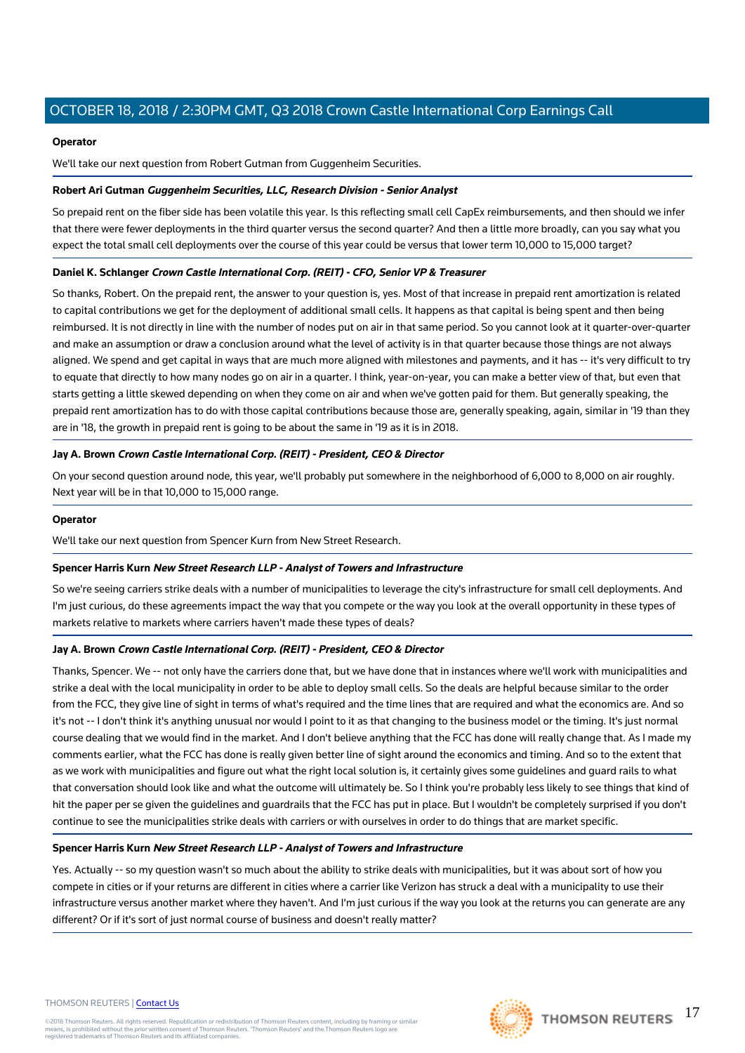**Operator**

We'll take our next question from Robert Gutman from Guggenheim Securities.

**Robert Ari Gutman** ***Guggenheim Securities, LLC, Research Division - Senior Analyst***

So prepaid rent on the fiber side has been volatile this year. Is this reflecting small cell CapEx reimbursements, and then should we infer that there were fewer deployments in the third quarter versus the second quarter? And then a little more broadly, can you say what you expect the total small cell deployments over the course of this year could be versus that lower term 10,000 to 15,000 target?

**Daniel K. Schlanger** ***Crown Castle International Corp. (REIT) - CFO, Senior VP & Treasurer***

So thanks, Robert. On the prepaid rent, the answer to your question is, yes. Most of that increase in prepaid rent amortization is related to capital contributions we get for the deployment of additional small cells. It happens as that capital is being spent and then being reimbursed. It is not directly in line with the number of nodes put on air in that same period. So you cannot look at it quarter-over-quarter and make an assumption or draw a conclusion around what the level of activity is in that quarter because those things are not always aligned. We spend and get capital in ways that are much more aligned with milestones and payments, and it has -- it's very difficult to try to equate that directly to how many nodes go on air in a quarter. I think, year-on-year, you can make a better view of that, but even that starts getting a little skewed depending on when they come on air and when we've gotten paid for them. But generally speaking, the prepaid rent amortization has to do with those capital contributions because those are, generally speaking, again, similar in '19 than they are in '18, the growth in prepaid rent is going to be about the same in '19 as it is in 2018.

**Jay A. Brown** ***Crown Castle International Corp. (REIT) - President, CEO & Director***

On your second question around node, this year, we'll probably put somewhere in the neighborhood of 6,000 to 8,000 on air roughly. Next year will be in that 10,000 to 15,000 range.

**Operator**

We'll take our next question from Spencer Kurn from New Street Research.

**Spencer Harris Kurn** ***New Street Research LLP - Analyst of Towers and Infrastructure***

So we're seeing carriers strike deals with a number of municipalities to leverage the city's infrastructure for small cell deployments. And I'm just curious, do these agreements impact the way that you compete or the way you look at the overall opportunity in these types of markets relative to markets where carriers haven't made these types of deals?

**Jay A. Brown** ***Crown Castle International Corp. (REIT) - President, CEO & Director***

Thanks, Spencer. We -- not only have the carriers done that, but we have done that in instances where we'll work with municipalities and strike a deal with the local municipality in order to be able to deploy small cells. So the deals are helpful because similar to the order from the FCC, they give line of sight in terms of what's required and the time lines that are required and what the economics are. And so it's not -- I don't think it's anything unusual nor would I point to it as that changing to the business model or the timing. It's just normal course dealing that we would find in the market. And I don't believe anything that the FCC has done will really change that. As I made my comments earlier, what the FCC has done is really given better line of sight around the economics and timing. And so to the extent that as we work with municipalities and figure out what the right local solution is, it certainly gives some guidelines and guard rails to what that conversation should look like and what the outcome will ultimately be. So I think you're probably less likely to see things that kind of hit the paper per se given the guidelines and guardrails that the FCC has put in place. But I wouldn't be completely surprised if you don't continue to see the municipalities strike deals with carriers or with ourselves in order to do things that are market specific.

**Spencer Harris Kurn** ***New Street Research LLP - Analyst of Towers and Infrastructure***

Yes. Actually -- so my question wasn't so much about the ability to strike deals with municipalities, but it was about sort of how you compete in cities or if your returns are different in cities where a carrier like Verizon has struck a deal with a municipality to use their infrastructure versus another market where they haven't. And I'm just curious if the way you look at the returns you can generate are any different? Or if it's sort of just normal course of business and doesn't really matter?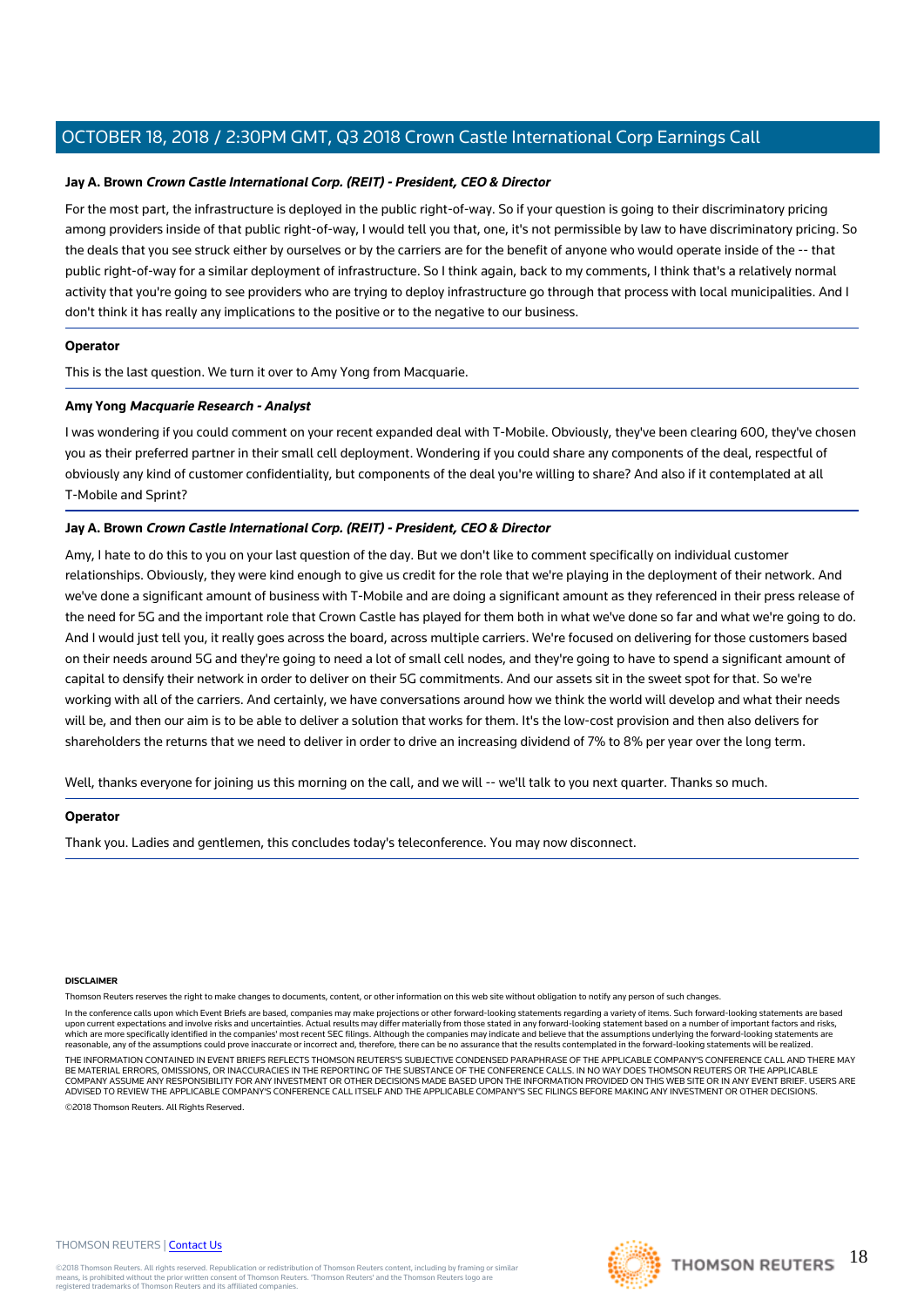**Jay A. Brown** ***Crown Castle International Corp. (REIT) - President, CEO & Director***

For the most part, the infrastructure is deployed in the public right-of-way. So if your question is going to their discriminatory pricing among providers inside of that public right-of-way, I would tell you that, one, it's not permissible by law to have discriminatory pricing. So the deals that you see struck either by ourselves or by the carriers are for the benefit of anyone who would operate inside of the -- that public right-of-way for a similar deployment of infrastructure. So I think again, back to my comments, I think that's a relatively normal activity that you're going to see providers who are trying to deploy infrastructure go through that process with local municipalities. And I don't think it has really any implications to the positive or to the negative to our business.

**Operator**

This is the last question. We turn it over to Amy Yong from Macquarie.

**Amy Yong** ***Macquarie Research - Analyst***

I was wondering if you could comment on your recent expanded deal with T-Mobile. Obviously, they've been clearing 600, they've chosen you as their preferred partner in their small cell deployment. Wondering if you could share any components of the deal, respectful of obviously any kind of customer confidentiality, but components of the deal you're willing to share? And also if it contemplated at all T-Mobile and Sprint?

**Jay A. Brown** ***Crown Castle International Corp. (REIT) - President, CEO & Director***

Amy, I hate to do this to you on your last question of the day. But we don't like to comment specifically on individual customer relationships. Obviously, they were kind enough to give us credit for the role that we're playing in the deployment of their network. And we've done a significant amount of business with T-Mobile and are doing a significant amount as they referenced in their press release of the need for 5G and the important role that Crown Castle has played for them both in what we've done so far and what we're going to do. And I would just tell you, it really goes across the board, across multiple carriers. We're focused on delivering for those customers based on their needs around 5G and they're going to need a lot of small cell nodes, and they're going to have to spend a significant amount of capital to densify their network in order to deliver on their 5G commitments. And our assets sit in the sweet spot for that. So we're working with all of the carriers. And certainly, we have conversations around how we think the world will develop and what their needs will be, and then our aim is to be able to deliver a solution that works for them. It's the low-cost provision and then also delivers for shareholders the returns that we need to deliver in order to drive an increasing dividend of 7% to 8% per year over the long term.

Well, thanks everyone for joining us this morning on the call, and we will -- we'll talk to you next quarter. Thanks so much.

**Operator**

Thank you. Ladies and gentlemen, this concludes today's teleconference. You may now disconnect.

**DISCLAIMER**

Thomson Reuters reserves the right to make changes to documents, content, or other information on this web site without obligation to notify any person of such changes.

In the conference calls upon which Event Briefs are based, companies may make projections or other forward-looking statements regarding a variety of items. Such forward-looking statements are based upon current expectations and involve risks and uncertainties. Actual results may differ materially from those stated in any forward-looking statement based on a number of important factors and risks, which are more specifically identified in the companies' most recent SEC filings. Although the companies may indicate and believe that the assumptions underlying the forward-looking statements are reasonable, any of the assumptions could prove inaccurate or incorrect and, therefore, there can be no assurance that the results contemplated in the forward-looking statements will be realized.

THE INFORMATION CONTAINED IN EVENT BRIEFS REFLECTS THOMSON REUTERS'S SUBJECTIVE CONDENSED PARAPHRASE OF THE APPLICABLE COMPANY'S CONFERENCE CALL AND THERE MAY BE MATERIAL ERRORS, OMISSIONS, OR INACCURACIES IN THE REPORTING OF THE SUBSTANCE OF THE CONFERENCE CALLS. IN NO WAY DOES THOMSON REUTERS OR THE APPLICABLE COMPANY ASSUME ANY RESPONSIBILITY FOR ANY INVESTMENT OR OTHER DECISIONS MADE BASED UPON THE INFORMATION PROVIDED ON THIS WEB SITE OR IN ANY EVENT BRIEF. USERS ARE ADVISED TO REVIEW THE APPLICABLE COMPANY'S CONFERENCE CALL ITSELF AND THE APPLICABLE COMPANY'S SEC FILINGS BEFORE MAKING ANY INVESTMENT OR OTHER DECISIONS.

©2018 Thomson Reuters. All Rights Reserved.